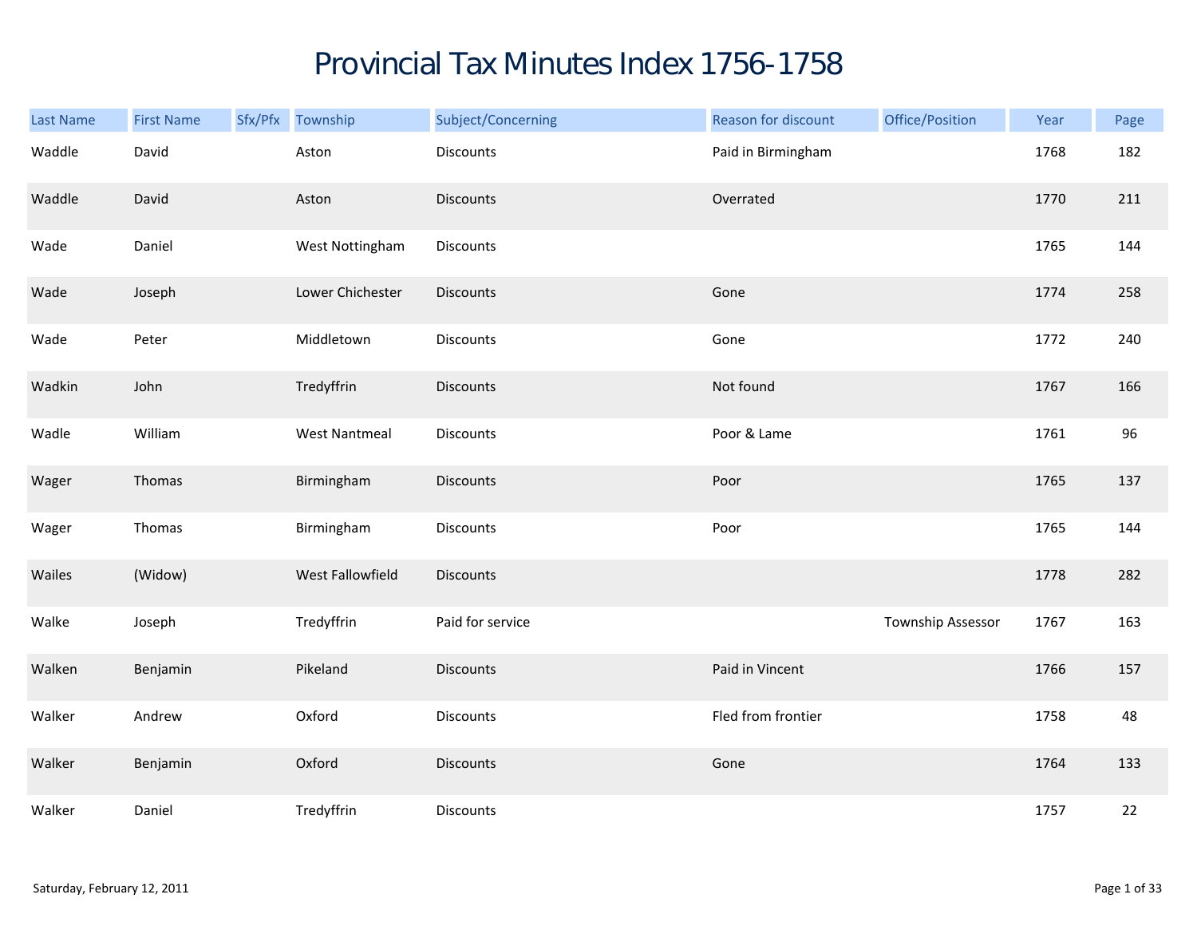# Provincial Tax Minutes Index 1756-1758

| Last Name | First Name | Sfx/Pfx | Township | Subject/Concerning | Reason for discount | Office/Position | Year | Page |
|---|---|---|---|---|---|---|---|---|
| Waddle | David | | Aston | Discounts | Paid in Birmingham | | 1768 | 182 |
| Waddle | David | | Aston | Discounts | Overrated | | 1770 | 211 |
| Wade | Daniel | | West Nottingham | Discounts | | | 1765 | 144 |
| Wade | Joseph | | Lower Chichester | Discounts | Gone | | 1774 | 258 |
| Wade | Peter | | Middletown | Discounts | Gone | | 1772 | 240 |
| Wadkin | John | | Tredyffrin | Discounts | Not found | | 1767 | 166 |
| Wadle | William | | West Nantmeal | Discounts | Poor & Lame | | 1761 | 96 |
| Wager | Thomas | | Birmingham | Discounts | Poor | | 1765 | 137 |
| Wager | Thomas | | Birmingham | Discounts | Poor | | 1765 | 144 |
| Wailes | (Widow) | | West Fallowfield | Discounts | | | 1778 | 282 |
| Walke | Joseph | | Tredyffrin | Paid for service | | Township Assessor | 1767 | 163 |
| Walken | Benjamin | | Pikeland | Discounts | Paid in Vincent | | 1766 | 157 |
| Walker | Andrew | | Oxford | Discounts | Fled from frontier | | 1758 | 48 |
| Walker | Benjamin | | Oxford | Discounts | Gone | | 1764 | 133 |
| Walker | Daniel | | Tredyffrin | Discounts | | | 1757 | 22 |

Saturday, February 12, 2011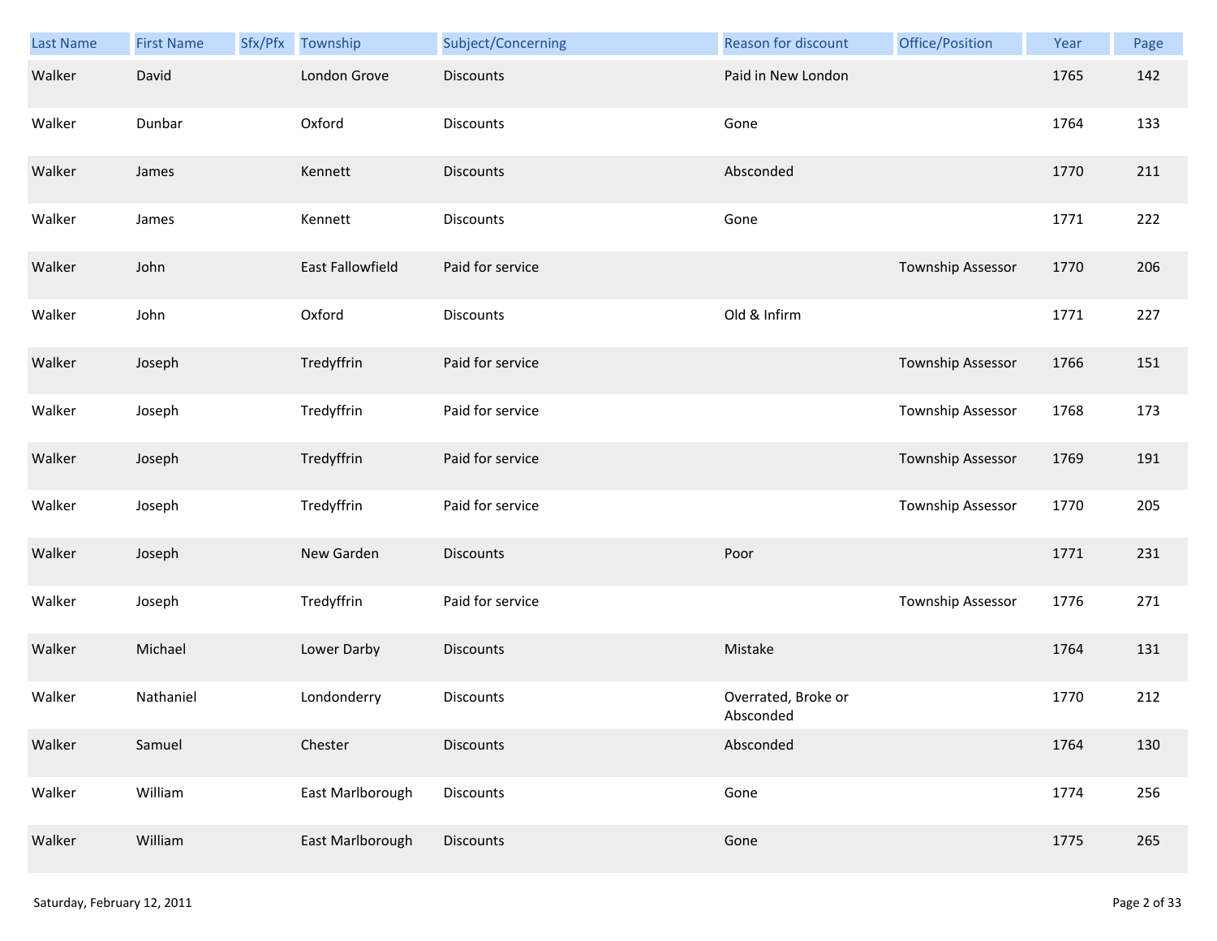| Last Name | First Name | Sfx/Pfx | Township | Subject/Concerning | Reason for discount | Office/Position | Year | Page |
|---|---|---|---|---|---|---|---|---|
| Walker | David | | London Grove | Discounts | Paid in New London | | 1765 | 142 |
| Walker | Dunbar | | Oxford | Discounts | Gone | | 1764 | 133 |
| Walker | James | | Kennett | Discounts | Absconded | | 1770 | 211 |
| Walker | James | | Kennett | Discounts | Gone | | 1771 | 222 |
| Walker | John | | East Fallowfield | Paid for service | | Township Assessor | 1770 | 206 |
| Walker | John | | Oxford | Discounts | Old & Infirm | | 1771 | 227 |
| Walker | Joseph | | Tredyffrin | Paid for service | | Township Assessor | 1766 | 151 |
| Walker | Joseph | | Tredyffrin | Paid for service | | Township Assessor | 1768 | 173 |
| Walker | Joseph | | Tredyffrin | Paid for service | | Township Assessor | 1769 | 191 |
| Walker | Joseph | | Tredyffrin | Paid for service | | Township Assessor | 1770 | 205 |
| Walker | Joseph | | New Garden | Discounts | Poor | | 1771 | 231 |
| Walker | Joseph | | Tredyffrin | Paid for service | | Township Assessor | 1776 | 271 |
| Walker | Michael | | Lower Darby | Discounts | Mistake | | 1764 | 131 |
| Walker | Nathaniel | | Londonderry | Discounts | Overrated, Broke or Absconded | | 1770 | 212 |
| Walker | Samuel | | Chester | Discounts | Absconded | | 1764 | 130 |
| Walker | William | | East Marlborough | Discounts | Gone | | 1774 | 256 |
| Walker | William | | East Marlborough | Discounts | Gone | | 1775 | 265 |

Saturday, February 12, 2011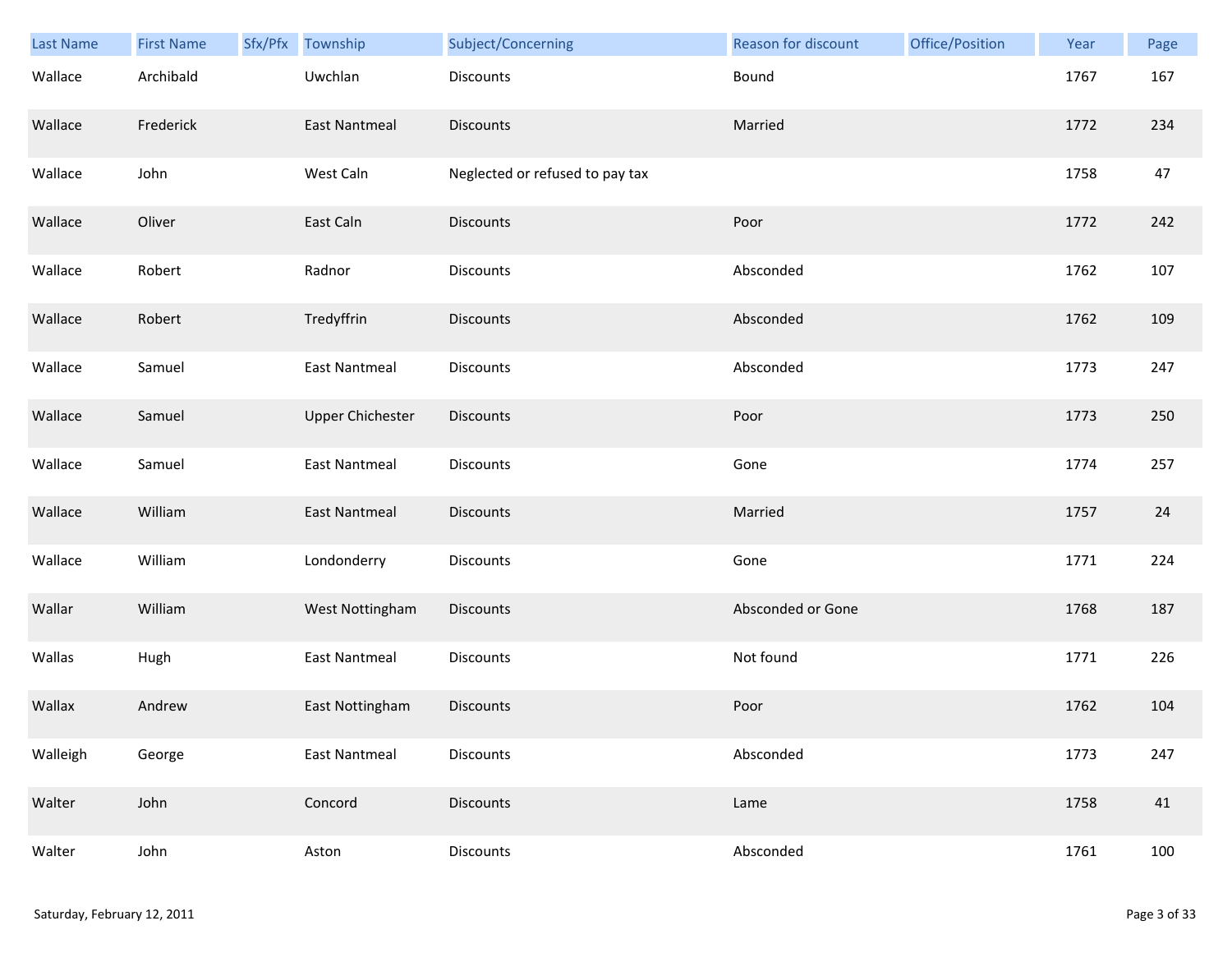| Last Name | First Name | Sfx/Pfx | Township | Subject/Concerning | Reason for discount | Office/Position | Year | Page |
|---|---|---|---|---|---|---|---|---|
| Wallace | Archibald | | Uwchlan | Discounts | Bound | | 1767 | 167 |
| Wallace | Frederick | | East Nantmeal | Discounts | Married | | 1772 | 234 |
| Wallace | John | | West Caln | Neglected or refused to pay tax | | | 1758 | 47 |
| Wallace | Oliver | | East Caln | Discounts | Poor | | 1772 | 242 |
| Wallace | Robert | | Radnor | Discounts | Absconded | | 1762 | 107 |
| Wallace | Robert | | Tredyffrin | Discounts | Absconded | | 1762 | 109 |
| Wallace | Samuel | | East Nantmeal | Discounts | Absconded | | 1773 | 247 |
| Wallace | Samuel | | Upper Chichester | Discounts | Poor | | 1773 | 250 |
| Wallace | Samuel | | East Nantmeal | Discounts | Gone | | 1774 | 257 |
| Wallace | William | | East Nantmeal | Discounts | Married | | 1757 | 24 |
| Wallace | William | | Londonderry | Discounts | Gone | | 1771 | 224 |
| Wallar | William | | West Nottingham | Discounts | Absconded or Gone | | 1768 | 187 |
| Wallas | Hugh | | East Nantmeal | Discounts | Not found | | 1771 | 226 |
| Wallax | Andrew | | East Nottingham | Discounts | Poor | | 1762 | 104 |
| Walleigh | George | | East Nantmeal | Discounts | Absconded | | 1773 | 247 |
| Walter | John | | Concord | Discounts | Lame | | 1758 | 41 |
| Walter | John | | Aston | Discounts | Absconded | | 1761 | 100 |

Saturday, February 12, 2011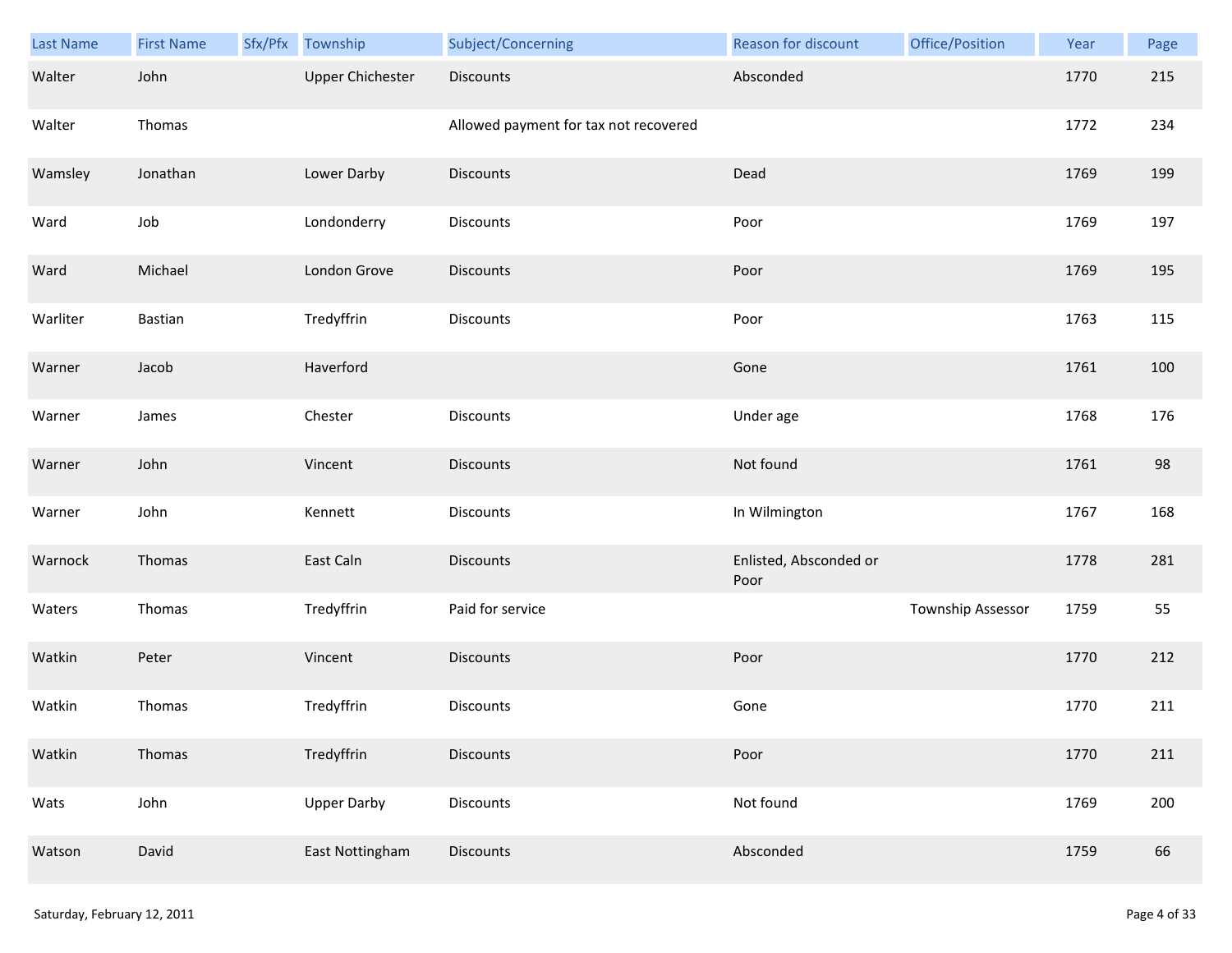| Last Name | First Name | Sfx/Pfx | Township | Subject/Concerning | Reason for discount | Office/Position | Year | Page |
|---|---|---|---|---|---|---|---|---|
| Walter | John | | Upper Chichester | Discounts | Absconded | | 1770 | 215 |
| Walter | Thomas | | | Allowed payment for tax not recovered | | | 1772 | 234 |
| Wamsley | Jonathan | | Lower Darby | Discounts | Dead | | 1769 | 199 |
| Ward | Job | | Londonderry | Discounts | Poor | | 1769 | 197 |
| Ward | Michael | | London Grove | Discounts | Poor | | 1769 | 195 |
| Warliter | Bastian | | Tredyffrin | Discounts | Poor | | 1763 | 115 |
| Warner | Jacob | | Haverford | | Gone | | 1761 | 100 |
| Warner | James | | Chester | Discounts | Under age | | 1768 | 176 |
| Warner | John | | Vincent | Discounts | Not found | | 1761 | 98 |
| Warner | John | | Kennett | Discounts | In Wilmington | | 1767 | 168 |
| Warnock | Thomas | | East Caln | Discounts | Enlisted, Absconded or Poor | | 1778 | 281 |
| Waters | Thomas | | Tredyffrin | Paid for service | | Township Assessor | 1759 | 55 |
| Watkin | Peter | | Vincent | Discounts | Poor | | 1770 | 212 |
| Watkin | Thomas | | Tredyffrin | Discounts | Gone | | 1770 | 211 |
| Watkin | Thomas | | Tredyffrin | Discounts | Poor | | 1770 | 211 |
| Wats | John | | Upper Darby | Discounts | Not found | | 1769 | 200 |
| Watson | David | | East Nottingham | Discounts | Absconded | | 1759 | 66 |

Saturday, February 12, 2011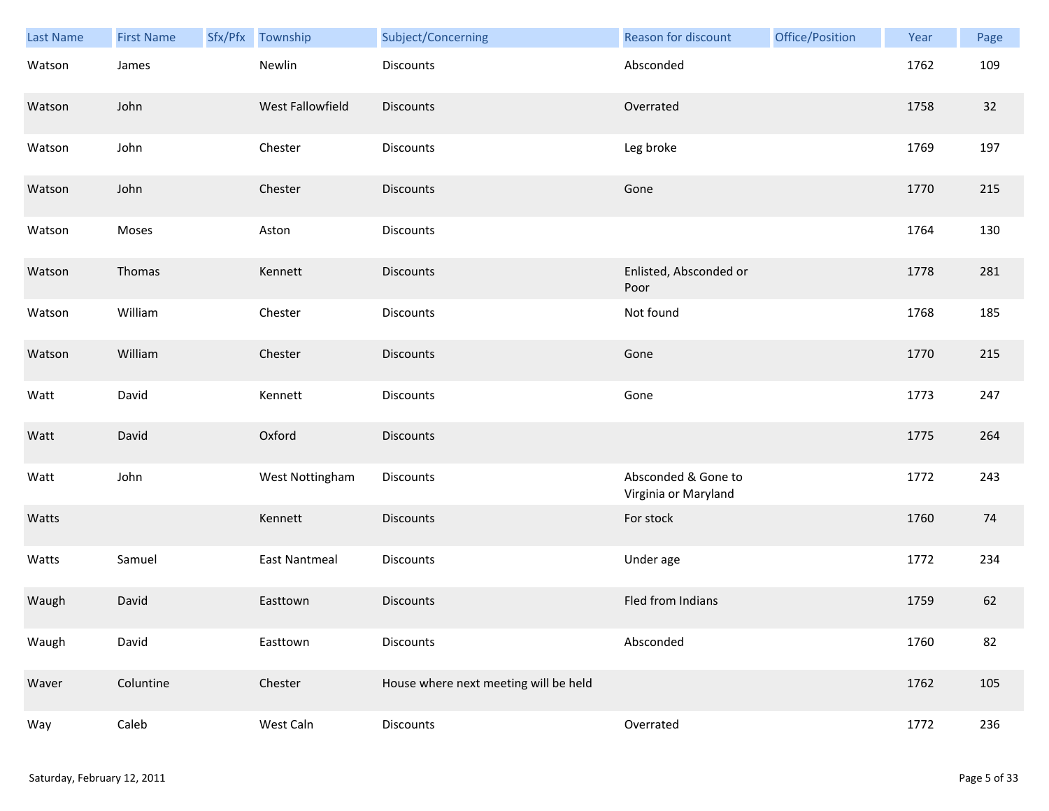| Last Name | First Name | Sfx/Pfx | Township | Subject/Concerning | Reason for discount | Office/Position | Year | Page |
|---|---|---|---|---|---|---|---|---|
| Watson | James | | Newlin | Discounts | Absconded | | 1762 | 109 |
| Watson | John | | West Fallowfield | Discounts | Overrated | | 1758 | 32 |
| Watson | John | | Chester | Discounts | Leg broke | | 1769 | 197 |
| Watson | John | | Chester | Discounts | Gone | | 1770 | 215 |
| Watson | Moses | | Aston | Discounts | | | 1764 | 130 |
| Watson | Thomas | | Kennett | Discounts | Enlisted, Absconded or Poor | | 1778 | 281 |
| Watson | William | | Chester | Discounts | Not found | | 1768 | 185 |
| Watson | William | | Chester | Discounts | Gone | | 1770 | 215 |
| Watt | David | | Kennett | Discounts | Gone | | 1773 | 247 |
| Watt | David | | Oxford | Discounts | | | 1775 | 264 |
| Watt | John | | West Nottingham | Discounts | Absconded & Gone to Virginia or Maryland | | 1772 | 243 |
| Watts | | | Kennett | Discounts | For stock | | 1760 | 74 |
| Watts | Samuel | | East Nantmeal | Discounts | Under age | | 1772 | 234 |
| Waugh | David | | Easttown | Discounts | Fled from Indians | | 1759 | 62 |
| Waugh | David | | Easttown | Discounts | Absconded | | 1760 | 82 |
| Waver | Coluntine | | Chester | House where next meeting will be held | | | 1762 | 105 |
| Way | Caleb | | West Caln | Discounts | Overrated | | 1772 | 236 |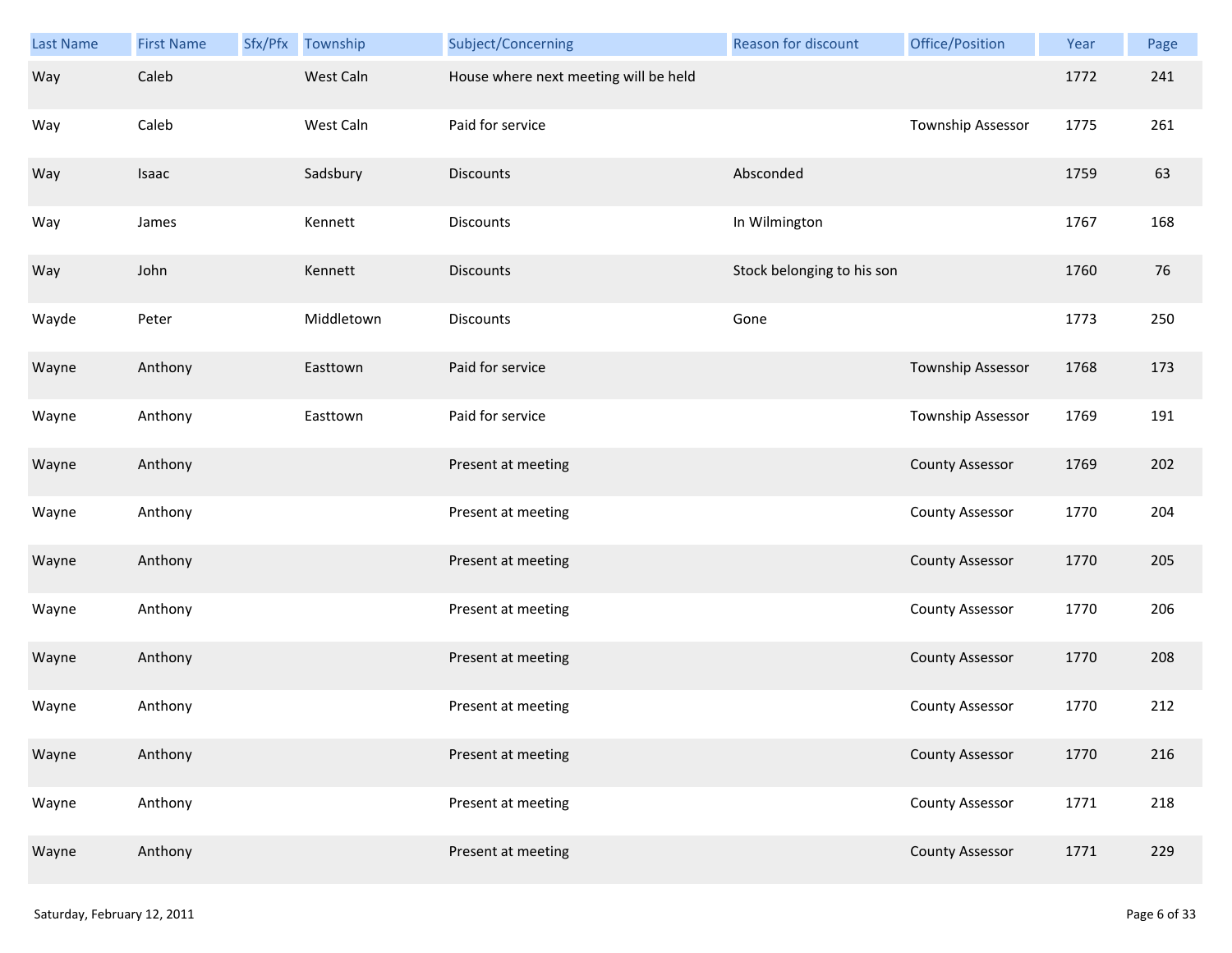| Last Name | First Name | Sfx/Pfx | Township | Subject/Concerning | Reason for discount | Office/Position | Year | Page |
|---|---|---|---|---|---|---|---|---|
| Way | Caleb | | West Caln | House where next meeting will be held | | | 1772 | 241 |
| Way | Caleb | | West Caln | Paid for service | | Township Assessor | 1775 | 261 |
| Way | Isaac | | Sadsbury | Discounts | Absconded | | 1759 | 63 |
| Way | James | | Kennett | Discounts | In Wilmington | | 1767 | 168 |
| Way | John | | Kennett | Discounts | Stock belonging to his son | | 1760 | 76 |
| Wayde | Peter | | Middletown | Discounts | Gone | | 1773 | 250 |
| Wayne | Anthony | | Easttown | Paid for service | | Township Assessor | 1768 | 173 |
| Wayne | Anthony | | Easttown | Paid for service | | Township Assessor | 1769 | 191 |
| Wayne | Anthony | | | Present at meeting | | County Assessor | 1769 | 202 |
| Wayne | Anthony | | | Present at meeting | | County Assessor | 1770 | 204 |
| Wayne | Anthony | | | Present at meeting | | County Assessor | 1770 | 205 |
| Wayne | Anthony | | | Present at meeting | | County Assessor | 1770 | 206 |
| Wayne | Anthony | | | Present at meeting | | County Assessor | 1770 | 208 |
| Wayne | Anthony | | | Present at meeting | | County Assessor | 1770 | 212 |
| Wayne | Anthony | | | Present at meeting | | County Assessor | 1770 | 216 |
| Wayne | Anthony | | | Present at meeting | | County Assessor | 1771 | 218 |
| Wayne | Anthony | | | Present at meeting | | County Assessor | 1771 | 229 |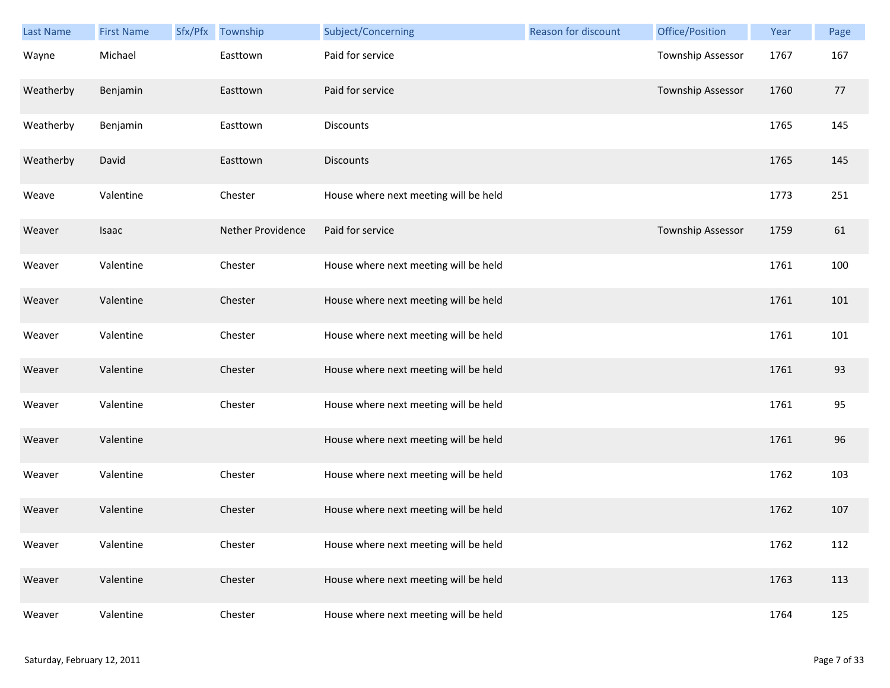| Last Name | First Name | Sfx/Pfx | Township | Subject/Concerning | Reason for discount | Office/Position | Year | Page |
|---|---|---|---|---|---|---|---|---|
| Wayne | Michael | | Easttown | Paid for service | | Township Assessor | 1767 | 167 |
| Weatherby | Benjamin | | Easttown | Paid for service | | Township Assessor | 1760 | 77 |
| Weatherby | Benjamin | | Easttown | Discounts | | | 1765 | 145 |
| Weatherby | David | | Easttown | Discounts | | | 1765 | 145 |
| Weave | Valentine | | Chester | House where next meeting will be held | | | 1773 | 251 |
| Weaver | Isaac | | Nether Providence | Paid for service | | Township Assessor | 1759 | 61 |
| Weaver | Valentine | | Chester | House where next meeting will be held | | | 1761 | 100 |
| Weaver | Valentine | | Chester | House where next meeting will be held | | | 1761 | 101 |
| Weaver | Valentine | | Chester | House where next meeting will be held | | | 1761 | 101 |
| Weaver | Valentine | | Chester | House where next meeting will be held | | | 1761 | 93 |
| Weaver | Valentine | | Chester | House where next meeting will be held | | | 1761 | 95 |
| Weaver | Valentine | | | House where next meeting will be held | | | 1761 | 96 |
| Weaver | Valentine | | Chester | House where next meeting will be held | | | 1762 | 103 |
| Weaver | Valentine | | Chester | House where next meeting will be held | | | 1762 | 107 |
| Weaver | Valentine | | Chester | House where next meeting will be held | | | 1762 | 112 |
| Weaver | Valentine | | Chester | House where next meeting will be held | | | 1763 | 113 |
| Weaver | Valentine | | Chester | House where next meeting will be held | | | 1764 | 125 |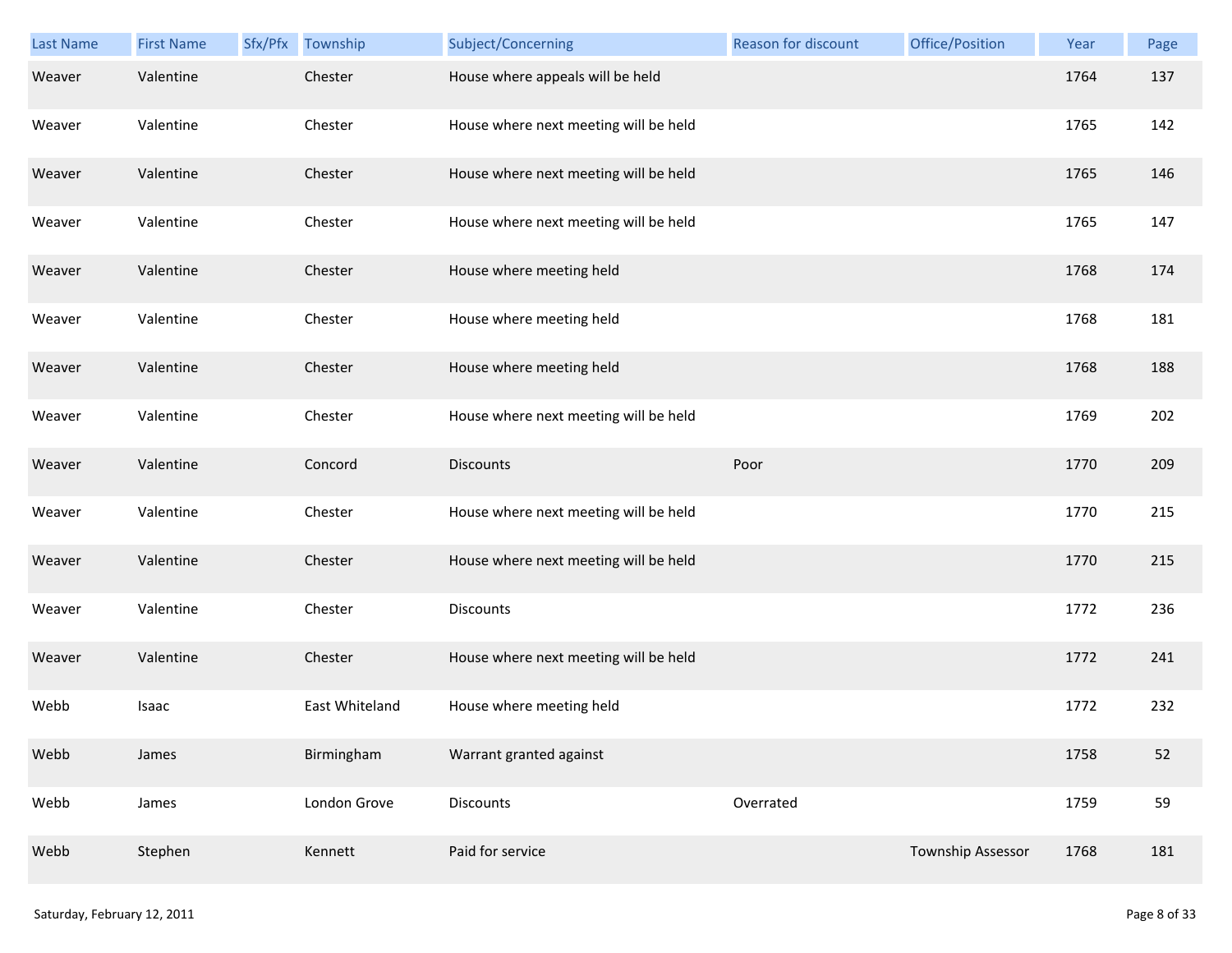| Last Name | First Name | Sfx/Pfx | Township | Subject/Concerning | Reason for discount | Office/Position | Year | Page |
|---|---|---|---|---|---|---|---|---|
| Weaver | Valentine | | Chester | House where appeals will be held | | | 1764 | 137 |
| Weaver | Valentine | | Chester | House where next meeting will be held | | | 1765 | 142 |
| Weaver | Valentine | | Chester | House where next meeting will be held | | | 1765 | 146 |
| Weaver | Valentine | | Chester | House where next meeting will be held | | | 1765 | 147 |
| Weaver | Valentine | | Chester | House where meeting held | | | 1768 | 174 |
| Weaver | Valentine | | Chester | House where meeting held | | | 1768 | 181 |
| Weaver | Valentine | | Chester | House where meeting held | | | 1768 | 188 |
| Weaver | Valentine | | Chester | House where next meeting will be held | | | 1769 | 202 |
| Weaver | Valentine | | Concord | Discounts | Poor | | 1770 | 209 |
| Weaver | Valentine | | Chester | House where next meeting will be held | | | 1770 | 215 |
| Weaver | Valentine | | Chester | House where next meeting will be held | | | 1770 | 215 |
| Weaver | Valentine | | Chester | Discounts | | | 1772 | 236 |
| Weaver | Valentine | | Chester | House where next meeting will be held | | | 1772 | 241 |
| Webb | Isaac | | East Whiteland | House where meeting held | | | 1772 | 232 |
| Webb | James | | Birmingham | Warrant granted against | | | 1758 | 52 |
| Webb | James | | London Grove | Discounts | Overrated | | 1759 | 59 |
| Webb | Stephen | | Kennett | Paid for service | | Township Assessor | 1768 | 181 |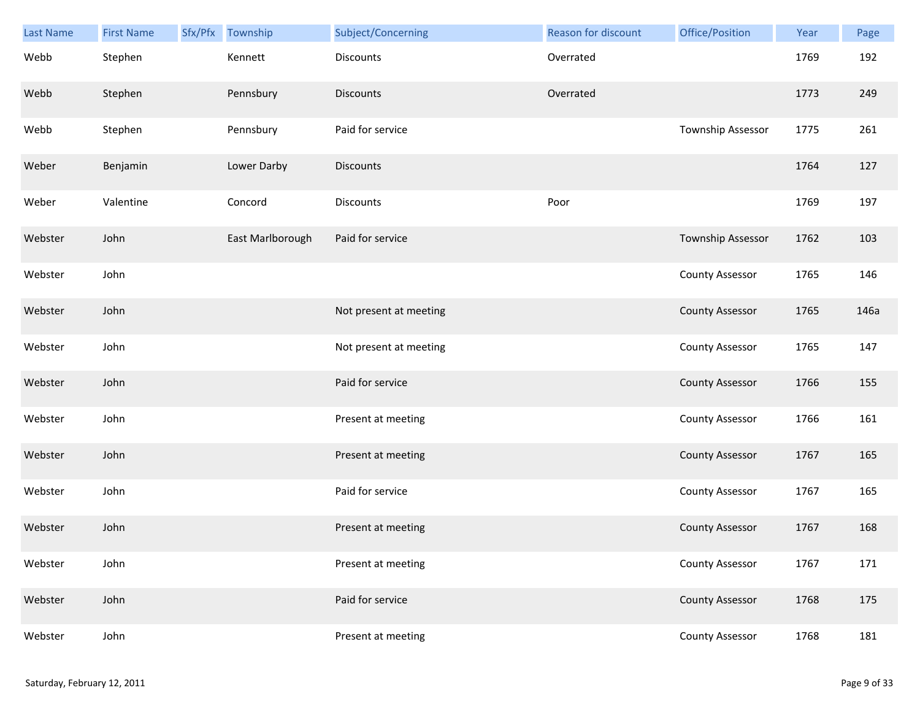| Last Name | First Name | Sfx/Pfx | Township | Subject/Concerning | Reason for discount | Office/Position | Year | Page |
| --- | --- | --- | --- | --- | --- | --- | --- | --- |
| Webb | Stephen | | Kennett | Discounts | Overrated | | 1769 | 192 |
| Webb | Stephen | | Pennsbury | Discounts | Overrated | | 1773 | 249 |
| Webb | Stephen | | Pennsbury | Paid for service | | Township Assessor | 1775 | 261 |
| Weber | Benjamin | | Lower Darby | Discounts | | | 1764 | 127 |
| Weber | Valentine | | Concord | Discounts | Poor | | 1769 | 197 |
| Webster | John | | East Marlborough | Paid for service | | Township Assessor | 1762 | 103 |
| Webster | John | | | | | County Assessor | 1765 | 146 |
| Webster | John | | | Not present at meeting | | County Assessor | 1765 | 146a |
| Webster | John | | | Not present at meeting | | County Assessor | 1765 | 147 |
| Webster | John | | | Paid for service | | County Assessor | 1766 | 155 |
| Webster | John | | | Present at meeting | | County Assessor | 1766 | 161 |
| Webster | John | | | Present at meeting | | County Assessor | 1767 | 165 |
| Webster | John | | | Paid for service | | County Assessor | 1767 | 165 |
| Webster | John | | | Present at meeting | | County Assessor | 1767 | 168 |
| Webster | John | | | Present at meeting | | County Assessor | 1767 | 171 |
| Webster | John | | | Paid for service | | County Assessor | 1768 | 175 |
| Webster | John | | | Present at meeting | | County Assessor | 1768 | 181 |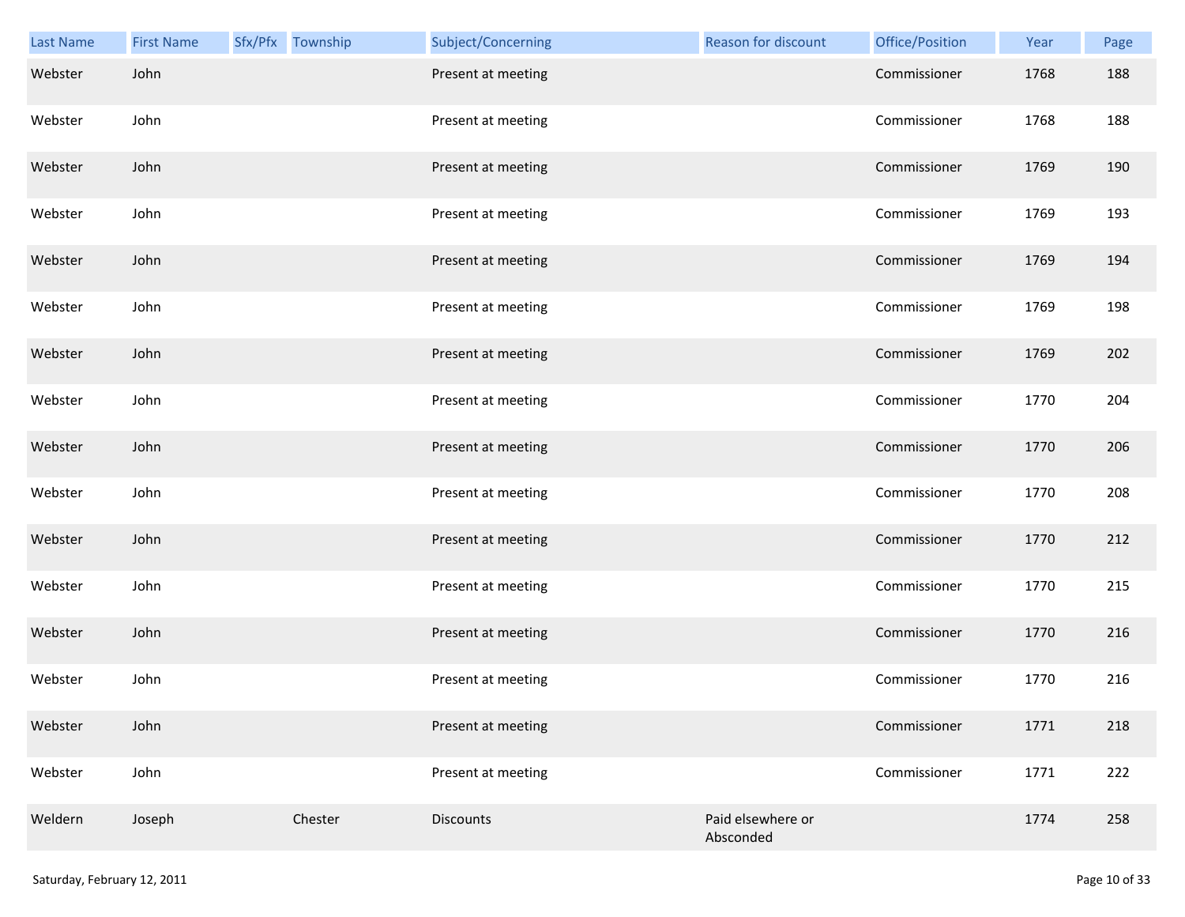| Last Name | First Name | Sfx/Pfx | Township | Subject/Concerning | Reason for discount | Office/Position | Year | Page |
|---|---|---|---|---|---|---|---|---|
| Webster | John | | | Present at meeting | | Commissioner | 1768 | 188 |
| Webster | John | | | Present at meeting | | Commissioner | 1768 | 188 |
| Webster | John | | | Present at meeting | | Commissioner | 1769 | 190 |
| Webster | John | | | Present at meeting | | Commissioner | 1769 | 193 |
| Webster | John | | | Present at meeting | | Commissioner | 1769 | 194 |
| Webster | John | | | Present at meeting | | Commissioner | 1769 | 198 |
| Webster | John | | | Present at meeting | | Commissioner | 1769 | 202 |
| Webster | John | | | Present at meeting | | Commissioner | 1770 | 204 |
| Webster | John | | | Present at meeting | | Commissioner | 1770 | 206 |
| Webster | John | | | Present at meeting | | Commissioner | 1770 | 208 |
| Webster | John | | | Present at meeting | | Commissioner | 1770 | 212 |
| Webster | John | | | Present at meeting | | Commissioner | 1770 | 215 |
| Webster | John | | | Present at meeting | | Commissioner | 1770 | 216 |
| Webster | John | | | Present at meeting | | Commissioner | 1770 | 216 |
| Webster | John | | | Present at meeting | | Commissioner | 1771 | 218 |
| Webster | John | | | Present at meeting | | Commissioner | 1771 | 222 |
| Weldern | Joseph | | Chester | Discounts | Paid elsewhere or Absconded | | 1774 | 258 |

Saturday, February 12, 2011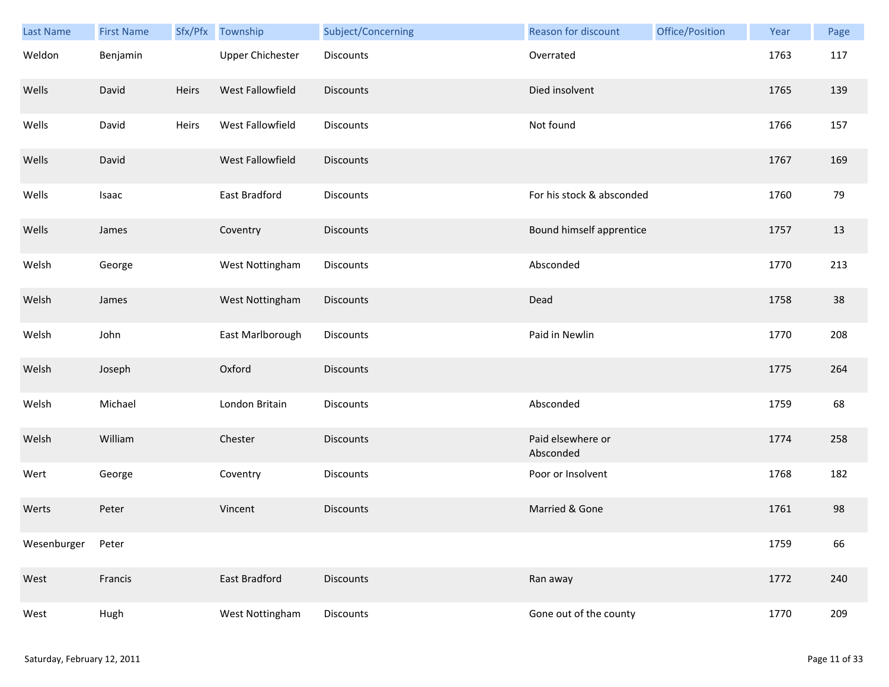| Last Name | First Name | Sfx/Pfx | Township | Subject/Concerning | Reason for discount | Office/Position | Year | Page |
|---|---|---|---|---|---|---|---|---|
| Weldon | Benjamin | | Upper Chichester | Discounts | Overrated | | 1763 | 117 |
| Wells | David | Heirs | West Fallowfield | Discounts | Died insolvent | | 1765 | 139 |
| Wells | David | Heirs | West Fallowfield | Discounts | Not found | | 1766 | 157 |
| Wells | David | | West Fallowfield | Discounts | | | 1767 | 169 |
| Wells | Isaac | | East Bradford | Discounts | For his stock & absconded | | 1760 | 79 |
| Wells | James | | Coventry | Discounts | Bound himself apprentice | | 1757 | 13 |
| Welsh | George | | West Nottingham | Discounts | Absconded | | 1770 | 213 |
| Welsh | James | | West Nottingham | Discounts | Dead | | 1758 | 38 |
| Welsh | John | | East Marlborough | Discounts | Paid in Newlin | | 1770 | 208 |
| Welsh | Joseph | | Oxford | Discounts | | | 1775 | 264 |
| Welsh | Michael | | London Britain | Discounts | Absconded | | 1759 | 68 |
| Welsh | William | | Chester | Discounts | Paid elsewhere or Absconded | | 1774 | 258 |
| Wert | George | | Coventry | Discounts | Poor or Insolvent | | 1768 | 182 |
| Werts | Peter | | Vincent | Discounts | Married & Gone | | 1761 | 98 |
| Wesenburger | Peter | | | | | | 1759 | 66 |
| West | Francis | | East Bradford | Discounts | Ran away | | 1772 | 240 |
| West | Hugh | | West Nottingham | Discounts | Gone out of the county | | 1770 | 209 |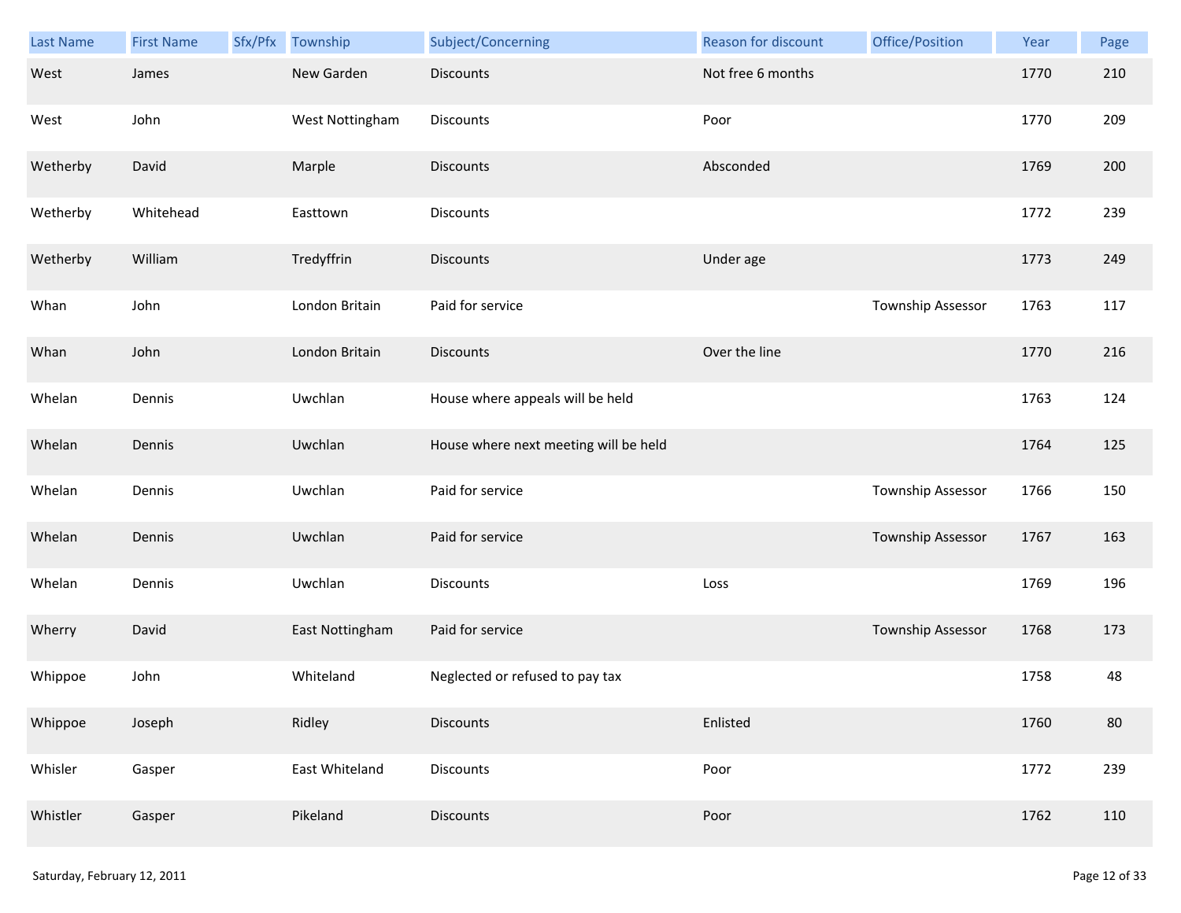| Last Name | First Name | Sfx/Pfx | Township | Subject/Concerning | Reason for discount | Office/Position | Year | Page |
|---|---|---|---|---|---|---|---|---|
| West | James | | New Garden | Discounts | Not free 6 months | | 1770 | 210 |
| West | John | | West Nottingham | Discounts | Poor | | 1770 | 209 |
| Wetherby | David | | Marple | Discounts | Absconded | | 1769 | 200 |
| Wetherby | Whitehead | | Easttown | Discounts | | | 1772 | 239 |
| Wetherby | William | | Tredyffrin | Discounts | Under age | | 1773 | 249 |
| Whan | John | | London Britain | Paid for service | | Township Assessor | 1763 | 117 |
| Whan | John | | London Britain | Discounts | Over the line | | 1770 | 216 |
| Whelan | Dennis | | Uwchlan | House where appeals will be held | | | 1763 | 124 |
| Whelan | Dennis | | Uwchlan | House where next meeting will be held | | | 1764 | 125 |
| Whelan | Dennis | | Uwchlan | Paid for service | | Township Assessor | 1766 | 150 |
| Whelan | Dennis | | Uwchlan | Paid for service | | Township Assessor | 1767 | 163 |
| Whelan | Dennis | | Uwchlan | Discounts | Loss | | 1769 | 196 |
| Wherry | David | | East Nottingham | Paid for service | | Township Assessor | 1768 | 173 |
| Whippoe | John | | Whiteland | Neglected or refused to pay tax | | | 1758 | 48 |
| Whippoe | Joseph | | Ridley | Discounts | Enlisted | | 1760 | 80 |
| Whisler | Gasper | | East Whiteland | Discounts | Poor | | 1772 | 239 |
| Whistler | Gasper | | Pikeland | Discounts | Poor | | 1762 | 110 |

Saturday, February 12, 2011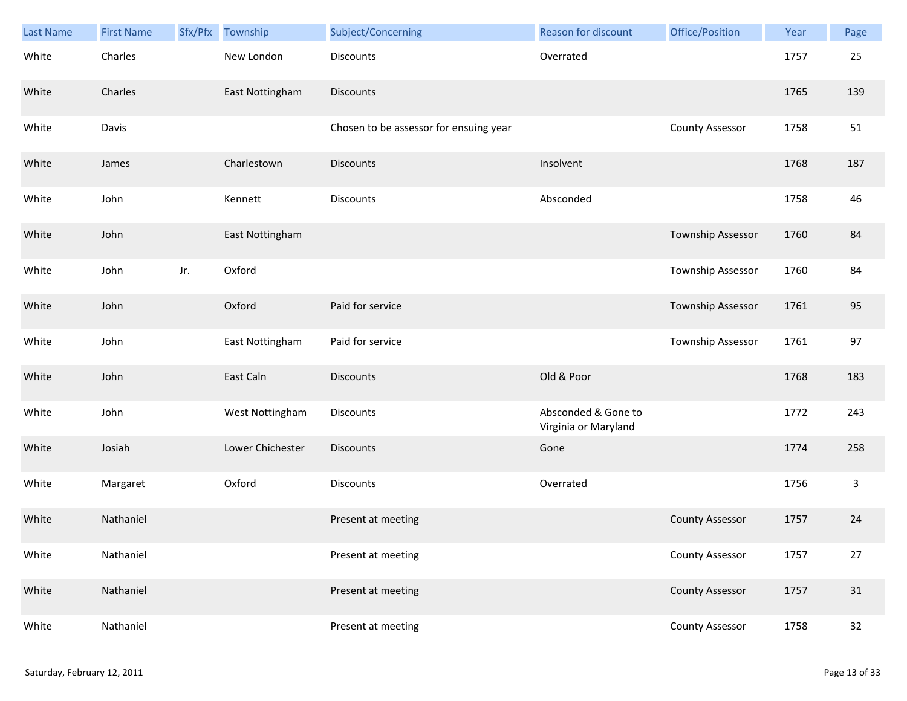| Last Name | First Name | Sfx/Pfx | Township | Subject/Concerning | Reason for discount | Office/Position | Year | Page |
|---|---|---|---|---|---|---|---|---|
| White | Charles | | New London | Discounts | Overrated | | 1757 | 25 |
| White | Charles | | East Nottingham | Discounts | | | 1765 | 139 |
| White | Davis | | | Chosen to be assessor for ensuing year | | County Assessor | 1758 | 51 |
| White | James | | Charlestown | Discounts | Insolvent | | 1768 | 187 |
| White | John | | Kennett | Discounts | Absconded | | 1758 | 46 |
| White | John | | East Nottingham | | | Township Assessor | 1760 | 84 |
| White | John | Jr. | Oxford | | | Township Assessor | 1760 | 84 |
| White | John | | Oxford | Paid for service | | Township Assessor | 1761 | 95 |
| White | John | | East Nottingham | Paid for service | | Township Assessor | 1761 | 97 |
| White | John | | East Caln | Discounts | Old & Poor | | 1768 | 183 |
| White | John | | West Nottingham | Discounts | Absconded & Gone to Virginia or Maryland | | 1772 | 243 |
| White | Josiah | | Lower Chichester | Discounts | Gone | | 1774 | 258 |
| White | Margaret | | Oxford | Discounts | Overrated | | 1756 | 3 |
| White | Nathaniel | | | Present at meeting | | County Assessor | 1757 | 24 |
| White | Nathaniel | | | Present at meeting | | County Assessor | 1757 | 27 |
| White | Nathaniel | | | Present at meeting | | County Assessor | 1757 | 31 |
| White | Nathaniel | | | Present at meeting | | County Assessor | 1758 | 32 |

Saturday, February 12, 2011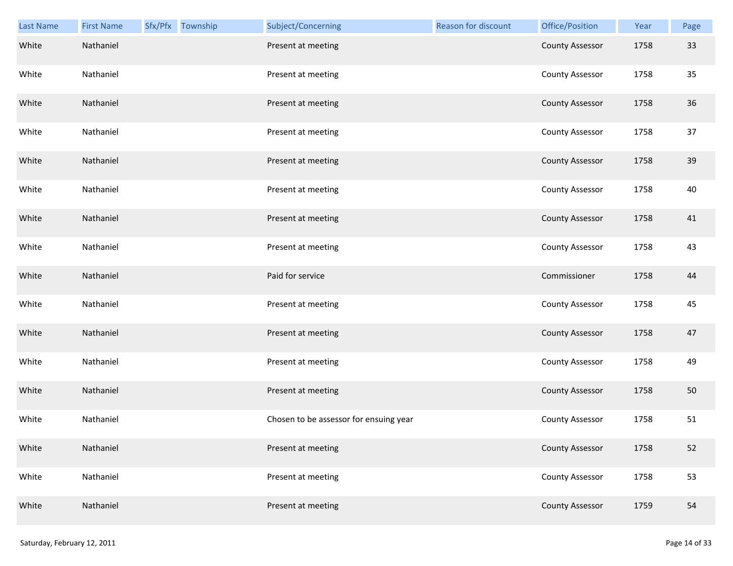| Last Name | First Name | Sfx/Pfx | Township | Subject/Concerning | Reason for discount | Office/Position | Year | Page |
|---|---|---|---|---|---|---|---|---|
| White | Nathaniel | | | Present at meeting | | County Assessor | 1758 | 33 |
| White | Nathaniel | | | Present at meeting | | County Assessor | 1758 | 35 |
| White | Nathaniel | | | Present at meeting | | County Assessor | 1758 | 36 |
| White | Nathaniel | | | Present at meeting | | County Assessor | 1758 | 37 |
| White | Nathaniel | | | Present at meeting | | County Assessor | 1758 | 39 |
| White | Nathaniel | | | Present at meeting | | County Assessor | 1758 | 40 |
| White | Nathaniel | | | Present at meeting | | County Assessor | 1758 | 41 |
| White | Nathaniel | | | Present at meeting | | County Assessor | 1758 | 43 |
| White | Nathaniel | | | Paid for service | | Commissioner | 1758 | 44 |
| White | Nathaniel | | | Present at meeting | | County Assessor | 1758 | 45 |
| White | Nathaniel | | | Present at meeting | | County Assessor | 1758 | 47 |
| White | Nathaniel | | | Present at meeting | | County Assessor | 1758 | 49 |
| White | Nathaniel | | | Present at meeting | | County Assessor | 1758 | 50 |
| White | Nathaniel | | | Chosen to be assessor for ensuing year | | County Assessor | 1758 | 51 |
| White | Nathaniel | | | Present at meeting | | County Assessor | 1758 | 52 |
| White | Nathaniel | | | Present at meeting | | County Assessor | 1758 | 53 |
| White | Nathaniel | | | Present at meeting | | County Assessor | 1759 | 54 |

Saturday, February 12, 2011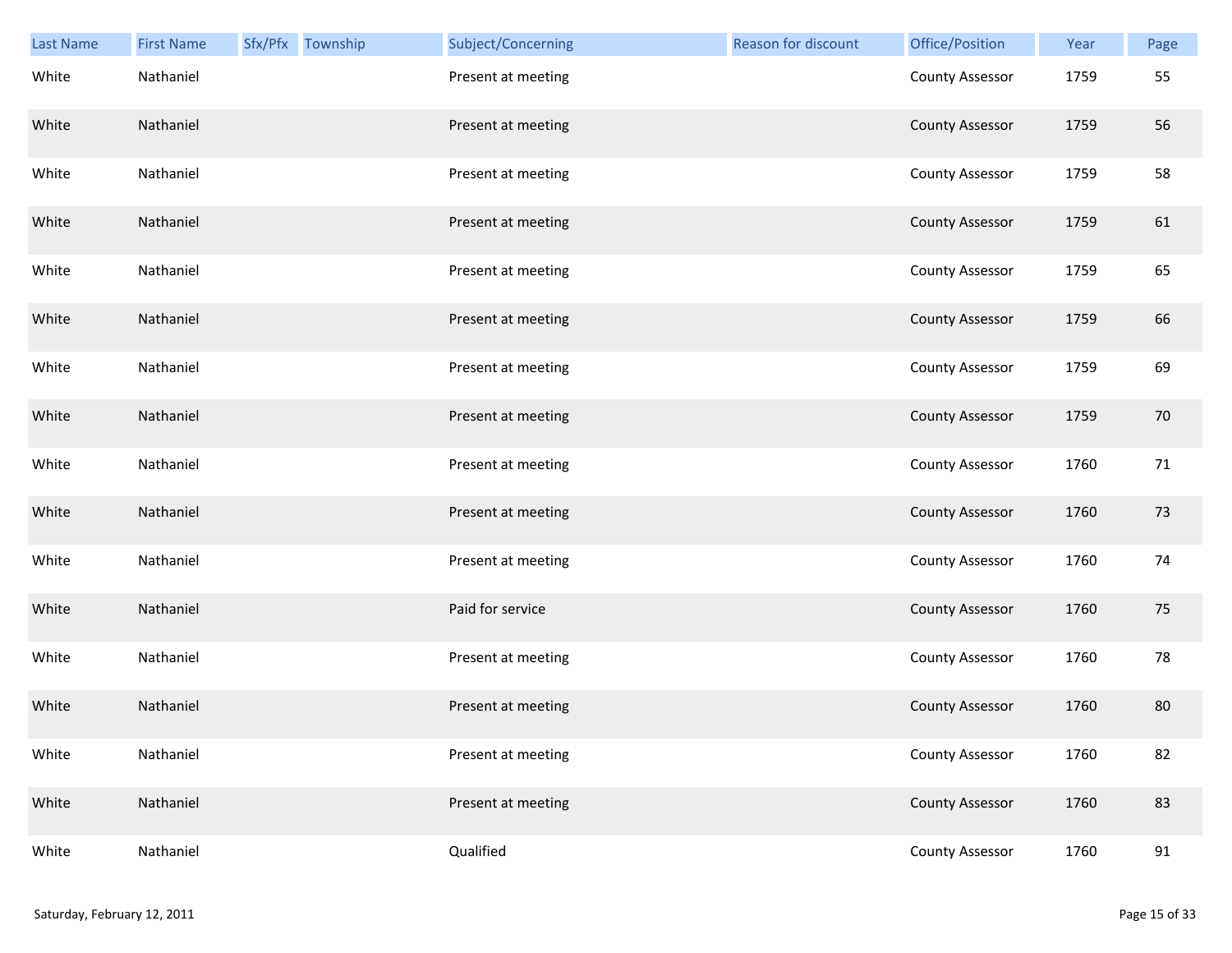| Last Name | First Name | Sfx/Pfx | Township | Subject/Concerning | Reason for discount | Office/Position | Year | Page |
|---|---|---|---|---|---|---|---|---|
| White | Nathaniel | | | Present at meeting | | County Assessor | 1759 | 55 |
| White | Nathaniel | | | Present at meeting | | County Assessor | 1759 | 56 |
| White | Nathaniel | | | Present at meeting | | County Assessor | 1759 | 58 |
| White | Nathaniel | | | Present at meeting | | County Assessor | 1759 | 61 |
| White | Nathaniel | | | Present at meeting | | County Assessor | 1759 | 65 |
| White | Nathaniel | | | Present at meeting | | County Assessor | 1759 | 66 |
| White | Nathaniel | | | Present at meeting | | County Assessor | 1759 | 69 |
| White | Nathaniel | | | Present at meeting | | County Assessor | 1759 | 70 |
| White | Nathaniel | | | Present at meeting | | County Assessor | 1760 | 71 |
| White | Nathaniel | | | Present at meeting | | County Assessor | 1760 | 73 |
| White | Nathaniel | | | Present at meeting | | County Assessor | 1760 | 74 |
| White | Nathaniel | | | Paid for service | | County Assessor | 1760 | 75 |
| White | Nathaniel | | | Present at meeting | | County Assessor | 1760 | 78 |
| White | Nathaniel | | | Present at meeting | | County Assessor | 1760 | 80 |
| White | Nathaniel | | | Present at meeting | | County Assessor | 1760 | 82 |
| White | Nathaniel | | | Present at meeting | | County Assessor | 1760 | 83 |
| White | Nathaniel | | | Qualified | | County Assessor | 1760 | 91 |

Saturday, February 12, 2011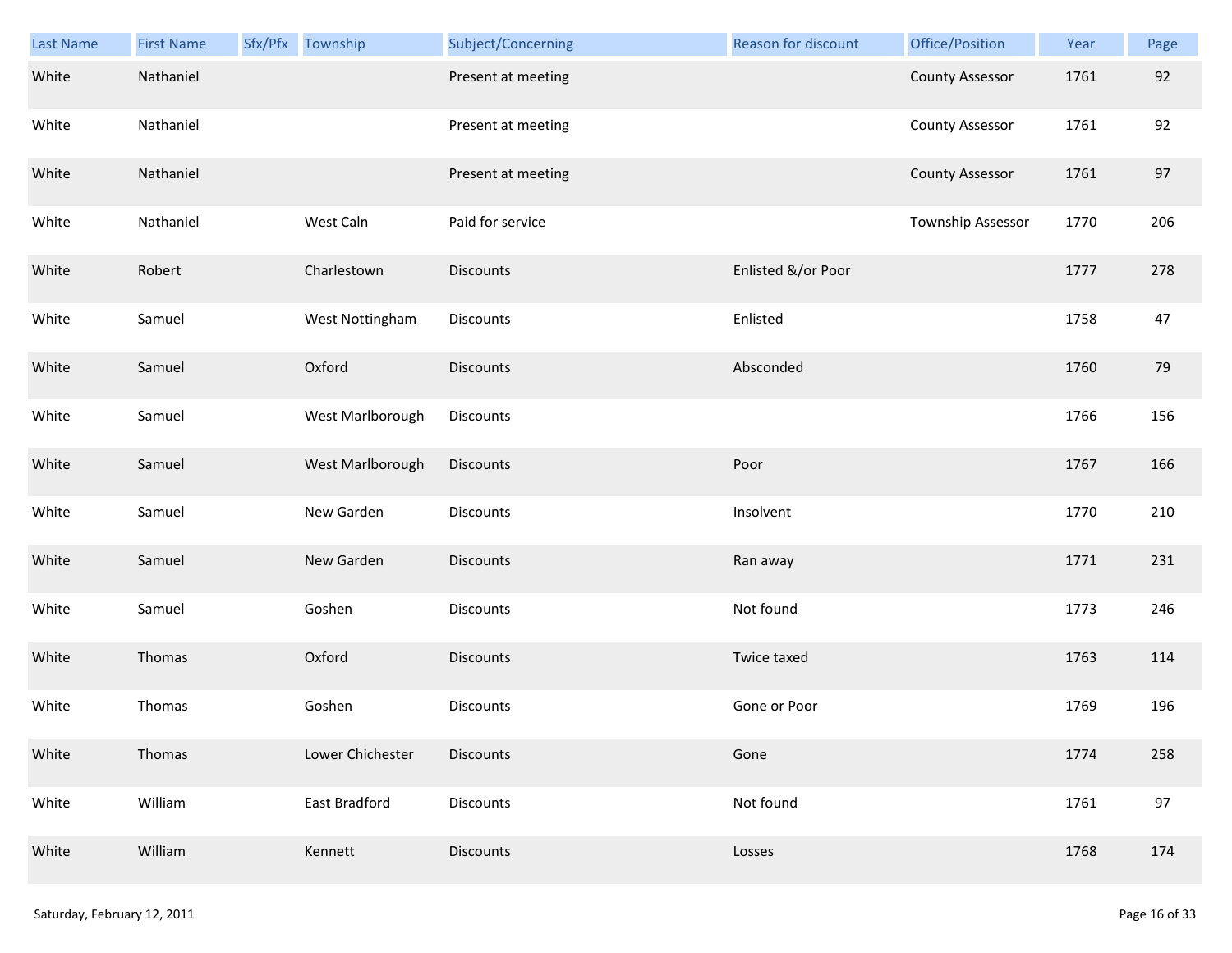| Last Name | First Name | Sfx/Pfx | Township | Subject/Concerning | Reason for discount | Office/Position | Year | Page |
| --- | --- | --- | --- | --- | --- | --- | --- | --- |
| White | Nathaniel | | | Present at meeting | | County Assessor | 1761 | 92 |
| White | Nathaniel | | | Present at meeting | | County Assessor | 1761 | 92 |
| White | Nathaniel | | | Present at meeting | | County Assessor | 1761 | 97 |
| White | Nathaniel | | West Caln | Paid for service | | Township Assessor | 1770 | 206 |
| White | Robert | | Charlestown | Discounts | Enlisted &/or Poor | | 1777 | 278 |
| White | Samuel | | West Nottingham | Discounts | Enlisted | | 1758 | 47 |
| White | Samuel | | Oxford | Discounts | Absconded | | 1760 | 79 |
| White | Samuel | | West Marlborough | Discounts | | | 1766 | 156 |
| White | Samuel | | West Marlborough | Discounts | Poor | | 1767 | 166 |
| White | Samuel | | New Garden | Discounts | Insolvent | | 1770 | 210 |
| White | Samuel | | New Garden | Discounts | Ran away | | 1771 | 231 |
| White | Samuel | | Goshen | Discounts | Not found | | 1773 | 246 |
| White | Thomas | | Oxford | Discounts | Twice taxed | | 1763 | 114 |
| White | Thomas | | Goshen | Discounts | Gone or Poor | | 1769 | 196 |
| White | Thomas | | Lower Chichester | Discounts | Gone | | 1774 | 258 |
| White | William | | East Bradford | Discounts | Not found | | 1761 | 97 |
| White | William | | Kennett | Discounts | Losses | | 1768 | 174 |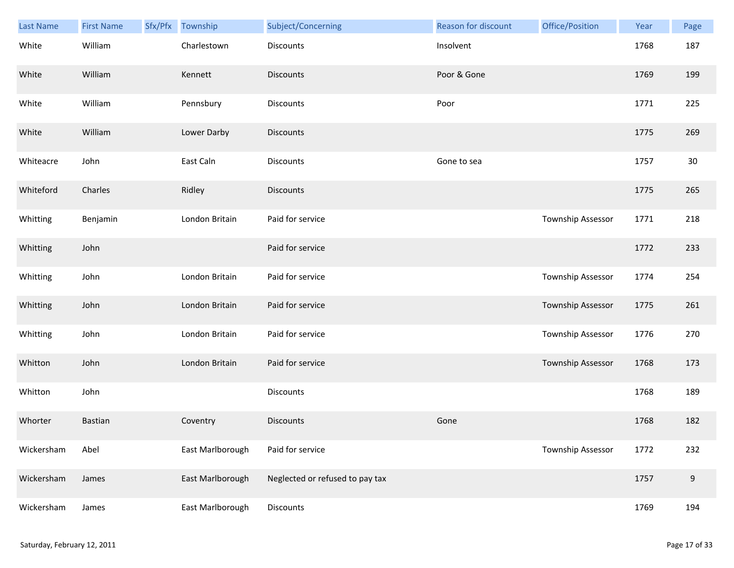| Last Name | First Name | Sfx/Pfx | Township | Subject/Concerning | Reason for discount | Office/Position | Year | Page |
|---|---|---|---|---|---|---|---|---|
| White | William | | Charlestown | Discounts | Insolvent | | 1768 | 187 |
| White | William | | Kennett | Discounts | Poor & Gone | | 1769 | 199 |
| White | William | | Pennsbury | Discounts | Poor | | 1771 | 225 |
| White | William | | Lower Darby | Discounts | | | 1775 | 269 |
| Whiteacre | John | | East Caln | Discounts | Gone to sea | | 1757 | 30 |
| Whiteford | Charles | | Ridley | Discounts | | | 1775 | 265 |
| Whitting | Benjamin | | London Britain | Paid for service | | Township Assessor | 1771 | 218 |
| Whitting | John | | | Paid for service | | | 1772 | 233 |
| Whitting | John | | London Britain | Paid for service | | Township Assessor | 1774 | 254 |
| Whitting | John | | London Britain | Paid for service | | Township Assessor | 1775 | 261 |
| Whitting | John | | London Britain | Paid for service | | Township Assessor | 1776 | 270 |
| Whitton | John | | London Britain | Paid for service | | Township Assessor | 1768 | 173 |
| Whitton | John | | | Discounts | | | 1768 | 189 |
| Whorter | Bastian | | Coventry | Discounts | Gone | | 1768 | 182 |
| Wickersham | Abel | | East Marlborough | Paid for service | | Township Assessor | 1772 | 232 |
| Wickersham | James | | East Marlborough | Neglected or refused to pay tax | | | 1757 | 9 |
| Wickersham | James | | East Marlborough | Discounts | | | 1769 | 194 |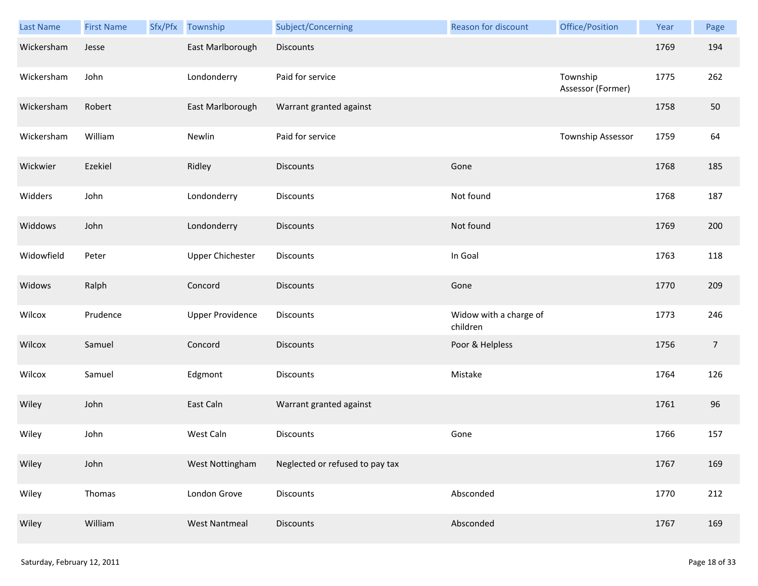| Last Name | First Name | Sfx/Pfx | Township | Subject/Concerning | Reason for discount | Office/Position | Year | Page |
|---|---|---|---|---|---|---|---|---|
| Wickersham | Jesse | | East Marlborough | Discounts | | | 1769 | 194 |
| Wickersham | John | | Londonderry | Paid for service | | Township Assessor (Former) | 1775 | 262 |
| Wickersham | Robert | | East Marlborough | Warrant granted against | | | 1758 | 50 |
| Wickersham | William | | Newlin | Paid for service | | Township Assessor | 1759 | 64 |
| Wickwier | Ezekiel | | Ridley | Discounts | Gone | | 1768 | 185 |
| Widders | John | | Londonderry | Discounts | Not found | | 1768 | 187 |
| Widdows | John | | Londonderry | Discounts | Not found | | 1769 | 200 |
| Widowfield | Peter | | Upper Chichester | Discounts | In Goal | | 1763 | 118 |
| Widows | Ralph | | Concord | Discounts | Gone | | 1770 | 209 |
| Wilcox | Prudence | | Upper Providence | Discounts | Widow with a charge of children | | 1773 | 246 |
| Wilcox | Samuel | | Concord | Discounts | Poor & Helpless | | 1756 | 7 |
| Wilcox | Samuel | | Edgmont | Discounts | Mistake | | 1764 | 126 |
| Wiley | John | | East Caln | Warrant granted against | | | 1761 | 96 |
| Wiley | John | | West Caln | Discounts | Gone | | 1766 | 157 |
| Wiley | John | | West Nottingham | Neglected or refused to pay tax | | | 1767 | 169 |
| Wiley | Thomas | | London Grove | Discounts | Absconded | | 1770 | 212 |
| Wiley | William | | West Nantmeal | Discounts | Absconded | | 1767 | 169 |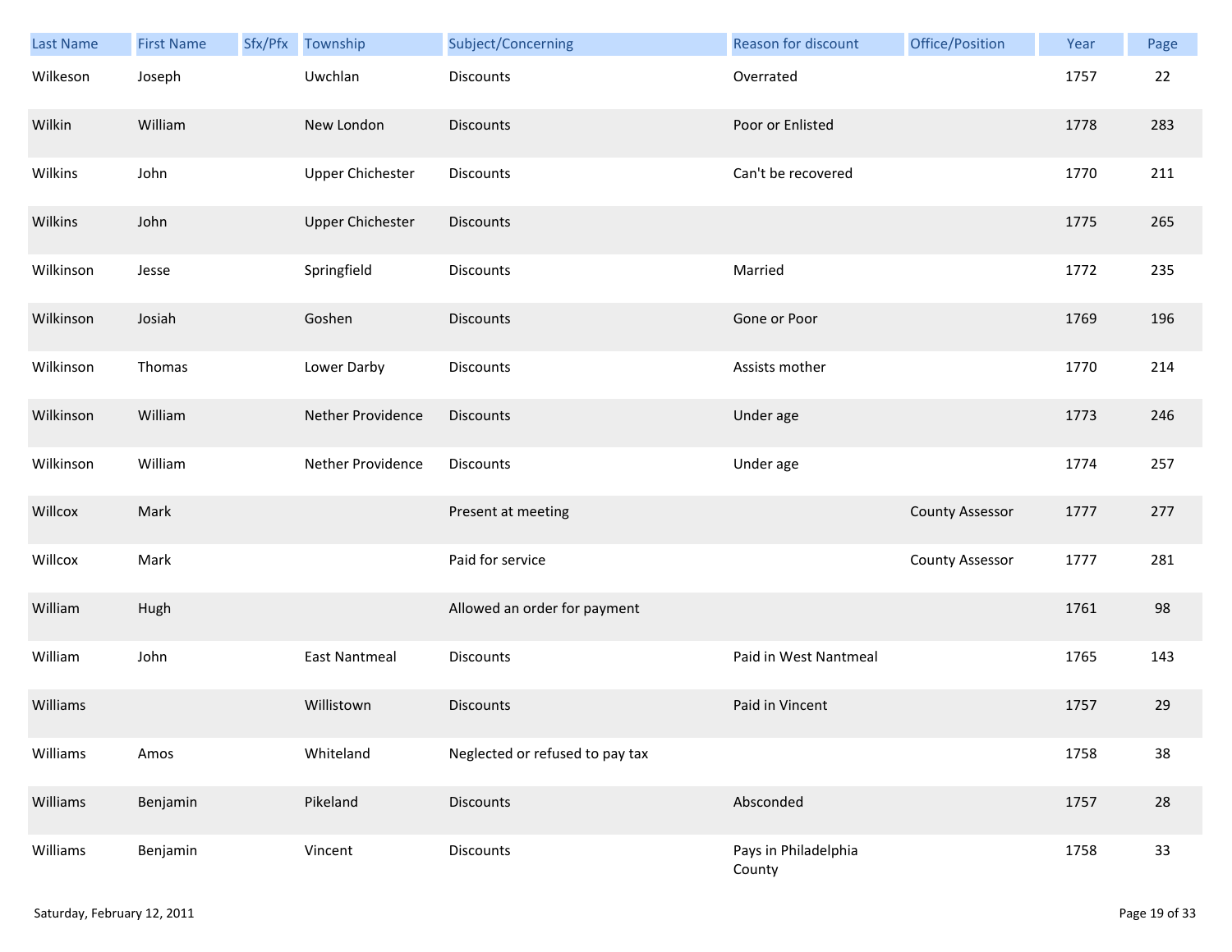| Last Name | First Name | Sfx/Pfx | Township | Subject/Concerning | Reason for discount | Office/Position | Year | Page |
|---|---|---|---|---|---|---|---|---|
| Wilkeson | Joseph | | Uwchlan | Discounts | Overrated | | 1757 | 22 |
| Wilkin | William | | New London | Discounts | Poor or Enlisted | | 1778 | 283 |
| Wilkins | John | | Upper Chichester | Discounts | Can't be recovered | | 1770 | 211 |
| Wilkins | John | | Upper Chichester | Discounts | | | 1775 | 265 |
| Wilkinson | Jesse | | Springfield | Discounts | Married | | 1772 | 235 |
| Wilkinson | Josiah | | Goshen | Discounts | Gone or Poor | | 1769 | 196 |
| Wilkinson | Thomas | | Lower Darby | Discounts | Assists mother | | 1770 | 214 |
| Wilkinson | William | | Nether Providence | Discounts | Under age | | 1773 | 246 |
| Wilkinson | William | | Nether Providence | Discounts | Under age | | 1774 | 257 |
| Willcox | Mark | | | Present at meeting | | County Assessor | 1777 | 277 |
| Willcox | Mark | | | Paid for service | | County Assessor | 1777 | 281 |
| William | Hugh | | | Allowed an order for payment | | | 1761 | 98 |
| William | John | | East Nantmeal | Discounts | Paid in West Nantmeal | | 1765 | 143 |
| Williams | | | Willistown | Discounts | Paid in Vincent | | 1757 | 29 |
| Williams | Amos | | Whiteland | Neglected or refused to pay tax | | | 1758 | 38 |
| Williams | Benjamin | | Pikeland | Discounts | Absconded | | 1757 | 28 |
| Williams | Benjamin | | Vincent | Discounts | Pays in Philadelphia County | | 1758 | 33 |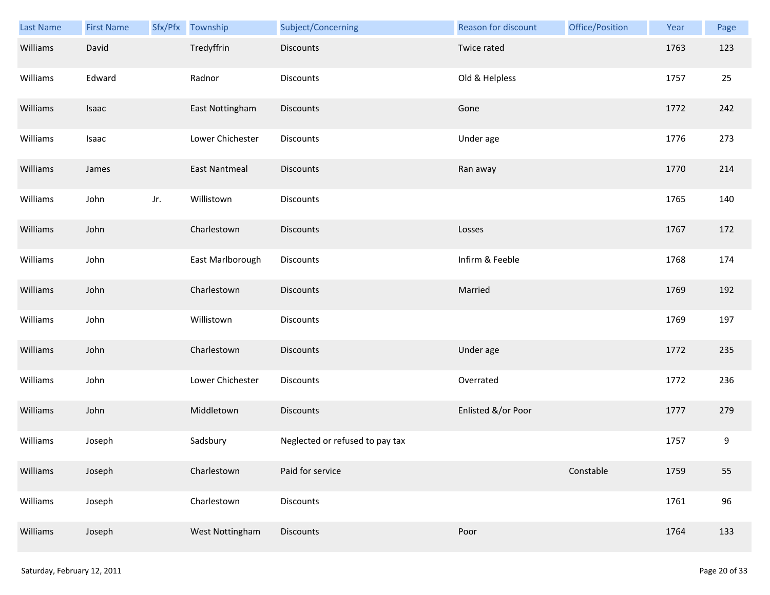| Last Name | First Name | Sfx/Pfx | Township | Subject/Concerning | Reason for discount | Office/Position | Year | Page |
|---|---|---|---|---|---|---|---|---|
| Williams | David | | Tredyffrin | Discounts | Twice rated | | 1763 | 123 |
| Williams | Edward | | Radnor | Discounts | Old & Helpless | | 1757 | 25 |
| Williams | Isaac | | East Nottingham | Discounts | Gone | | 1772 | 242 |
| Williams | Isaac | | Lower Chichester | Discounts | Under age | | 1776 | 273 |
| Williams | James | | East Nantmeal | Discounts | Ran away | | 1770 | 214 |
| Williams | John | Jr. | Willistown | Discounts | | | 1765 | 140 |
| Williams | John | | Charlestown | Discounts | Losses | | 1767 | 172 |
| Williams | John | | East Marlborough | Discounts | Infirm & Feeble | | 1768 | 174 |
| Williams | John | | Charlestown | Discounts | Married | | 1769 | 192 |
| Williams | John | | Willistown | Discounts | | | 1769 | 197 |
| Williams | John | | Charlestown | Discounts | Under age | | 1772 | 235 |
| Williams | John | | Lower Chichester | Discounts | Overrated | | 1772 | 236 |
| Williams | John | | Middletown | Discounts | Enlisted &/or Poor | | 1777 | 279 |
| Williams | Joseph | | Sadsbury | Neglected or refused to pay tax | | | 1757 | 9 |
| Williams | Joseph | | Charlestown | Paid for service | | Constable | 1759 | 55 |
| Williams | Joseph | | Charlestown | Discounts | | | 1761 | 96 |
| Williams | Joseph | | West Nottingham | Discounts | Poor | | 1764 | 133 |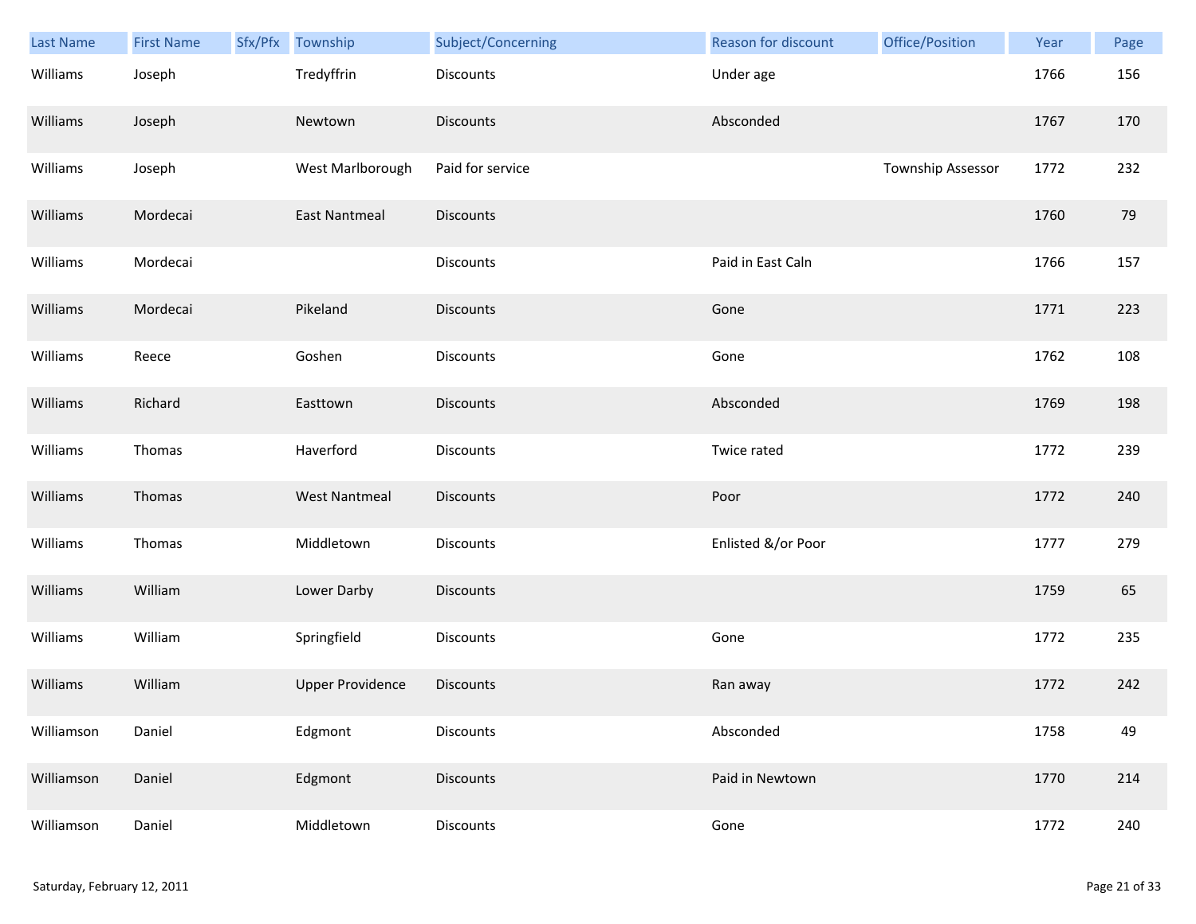| Last Name | First Name | Sfx/Pfx | Township | Subject/Concerning | Reason for discount | Office/Position | Year | Page |
|---|---|---|---|---|---|---|---|---|
| Williams | Joseph | | Tredyffrin | Discounts | Under age | | 1766 | 156 |
| Williams | Joseph | | Newtown | Discounts | Absconded | | 1767 | 170 |
| Williams | Joseph | | West Marlborough | Paid for service | | Township Assessor | 1772 | 232 |
| Williams | Mordecai | | East Nantmeal | Discounts | | | 1760 | 79 |
| Williams | Mordecai | | | Discounts | Paid in East Caln | | 1766 | 157 |
| Williams | Mordecai | | Pikeland | Discounts | Gone | | 1771 | 223 |
| Williams | Reece | | Goshen | Discounts | Gone | | 1762 | 108 |
| Williams | Richard | | Easttown | Discounts | Absconded | | 1769 | 198 |
| Williams | Thomas | | Haverford | Discounts | Twice rated | | 1772 | 239 |
| Williams | Thomas | | West Nantmeal | Discounts | Poor | | 1772 | 240 |
| Williams | Thomas | | Middletown | Discounts | Enlisted &/or Poor | | 1777 | 279 |
| Williams | William | | Lower Darby | Discounts | | | 1759 | 65 |
| Williams | William | | Springfield | Discounts | Gone | | 1772 | 235 |
| Williams | William | | Upper Providence | Discounts | Ran away | | 1772 | 242 |
| Williamson | Daniel | | Edgmont | Discounts | Absconded | | 1758 | 49 |
| Williamson | Daniel | | Edgmont | Discounts | Paid in Newtown | | 1770 | 214 |
| Williamson | Daniel | | Middletown | Discounts | Gone | | 1772 | 240 |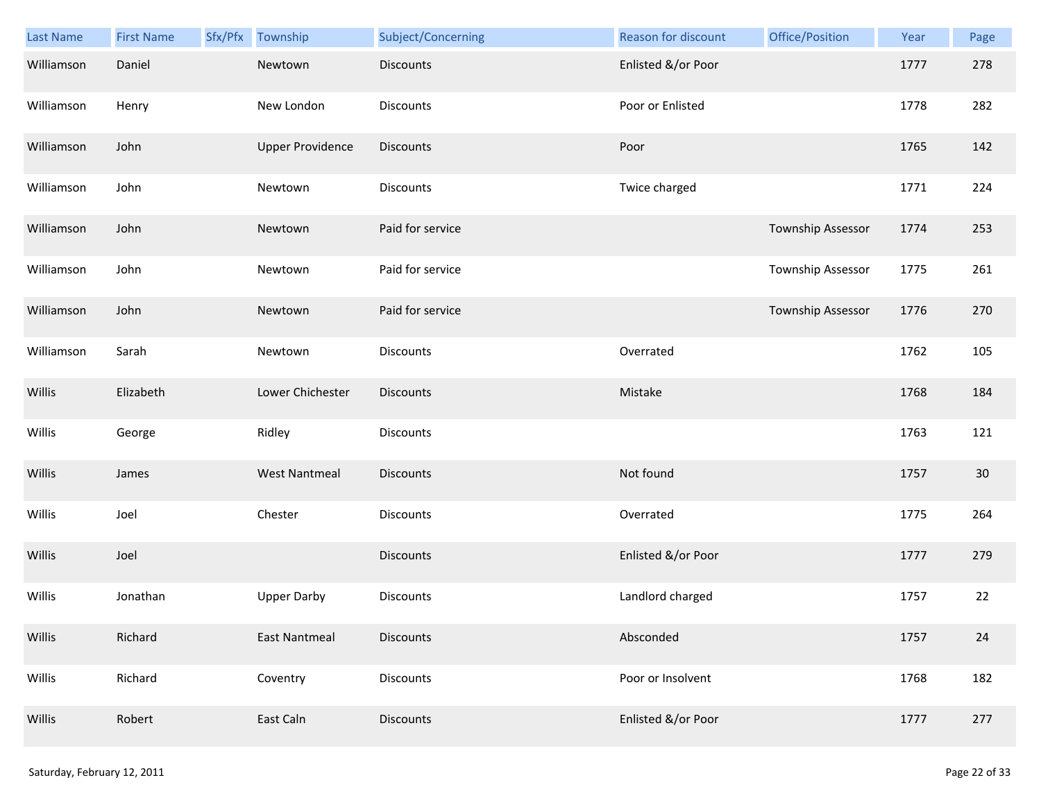| Last Name | First Name | Sfx/Pfx | Township | Subject/Concerning | Reason for discount | Office/Position | Year | Page |
|---|---|---|---|---|---|---|---|---|
| Williamson | Daniel | | Newtown | Discounts | Enlisted &/or Poor | | 1777 | 278 |
| Williamson | Henry | | New London | Discounts | Poor or Enlisted | | 1778 | 282 |
| Williamson | John | | Upper Providence | Discounts | Poor | | 1765 | 142 |
| Williamson | John | | Newtown | Discounts | Twice charged | | 1771 | 224 |
| Williamson | John | | Newtown | Paid for service | | Township Assessor | 1774 | 253 |
| Williamson | John | | Newtown | Paid for service | | Township Assessor | 1775 | 261 |
| Williamson | John | | Newtown | Paid for service | | Township Assessor | 1776 | 270 |
| Williamson | Sarah | | Newtown | Discounts | Overrated | | 1762 | 105 |
| Willis | Elizabeth | | Lower Chichester | Discounts | Mistake | | 1768 | 184 |
| Willis | George | | Ridley | Discounts | | | 1763 | 121 |
| Willis | James | | West Nantmeal | Discounts | Not found | | 1757 | 30 |
| Willis | Joel | | Chester | Discounts | Overrated | | 1775 | 264 |
| Willis | Joel | | | Discounts | Enlisted &/or Poor | | 1777 | 279 |
| Willis | Jonathan | | Upper Darby | Discounts | Landlord charged | | 1757 | 22 |
| Willis | Richard | | East Nantmeal | Discounts | Absconded | | 1757 | 24 |
| Willis | Richard | | Coventry | Discounts | Poor or Insolvent | | 1768 | 182 |
| Willis | Robert | | East Caln | Discounts | Enlisted &/or Poor | | 1777 | 277 |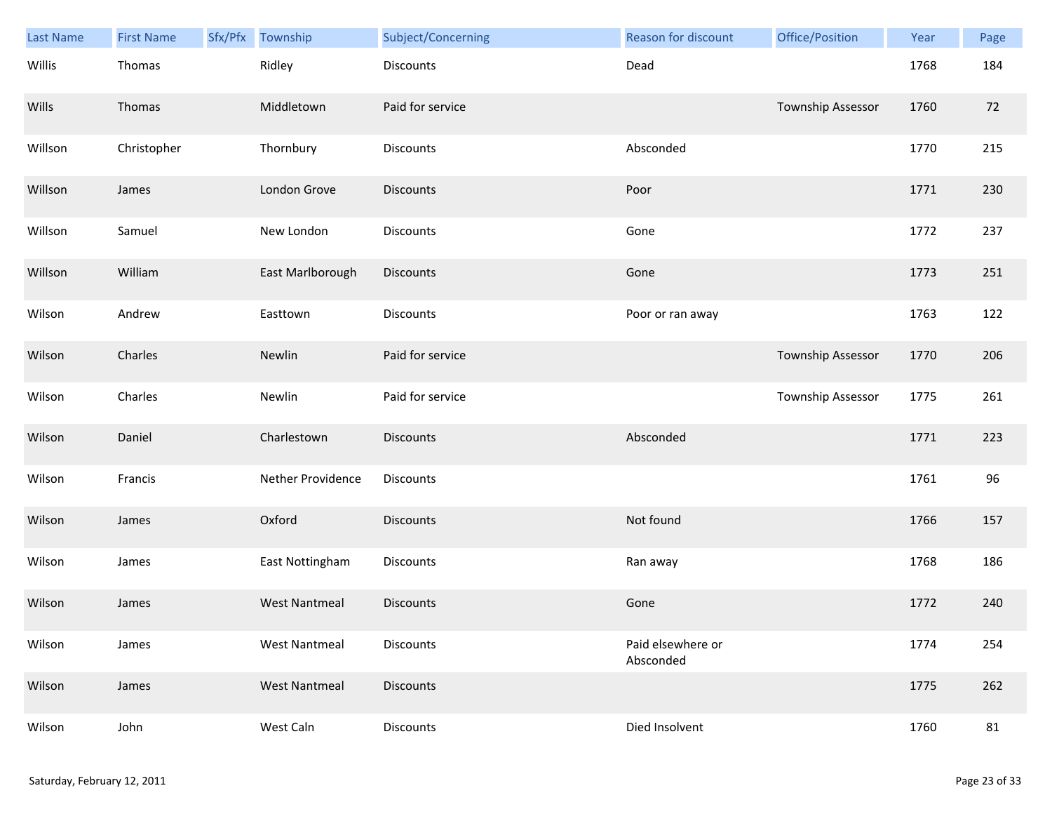| Last Name | First Name | Sfx/Pfx | Township | Subject/Concerning | Reason for discount | Office/Position | Year | Page |
|---|---|---|---|---|---|---|---|---|
| Willis | Thomas | | Ridley | Discounts | Dead | | 1768 | 184 |
| Wills | Thomas | | Middletown | Paid for service | | Township Assessor | 1760 | 72 |
| Willson | Christopher | | Thornbury | Discounts | Absconded | | 1770 | 215 |
| Willson | James | | London Grove | Discounts | Poor | | 1771 | 230 |
| Willson | Samuel | | New London | Discounts | Gone | | 1772 | 237 |
| Willson | William | | East Marlborough | Discounts | Gone | | 1773 | 251 |
| Wilson | Andrew | | Easttown | Discounts | Poor or ran away | | 1763 | 122 |
| Wilson | Charles | | Newlin | Paid for service | | Township Assessor | 1770 | 206 |
| Wilson | Charles | | Newlin | Paid for service | | Township Assessor | 1775 | 261 |
| Wilson | Daniel | | Charlestown | Discounts | Absconded | | 1771 | 223 |
| Wilson | Francis | | Nether Providence | Discounts | | | 1761 | 96 |
| Wilson | James | | Oxford | Discounts | Not found | | 1766 | 157 |
| Wilson | James | | East Nottingham | Discounts | Ran away | | 1768 | 186 |
| Wilson | James | | West Nantmeal | Discounts | Gone | | 1772 | 240 |
| Wilson | James | | West Nantmeal | Discounts | Paid elsewhere or Absconded | | 1774 | 254 |
| Wilson | James | | West Nantmeal | Discounts | | | 1775 | 262 |
| Wilson | John | | West Caln | Discounts | Died Insolvent | | 1760 | 81 |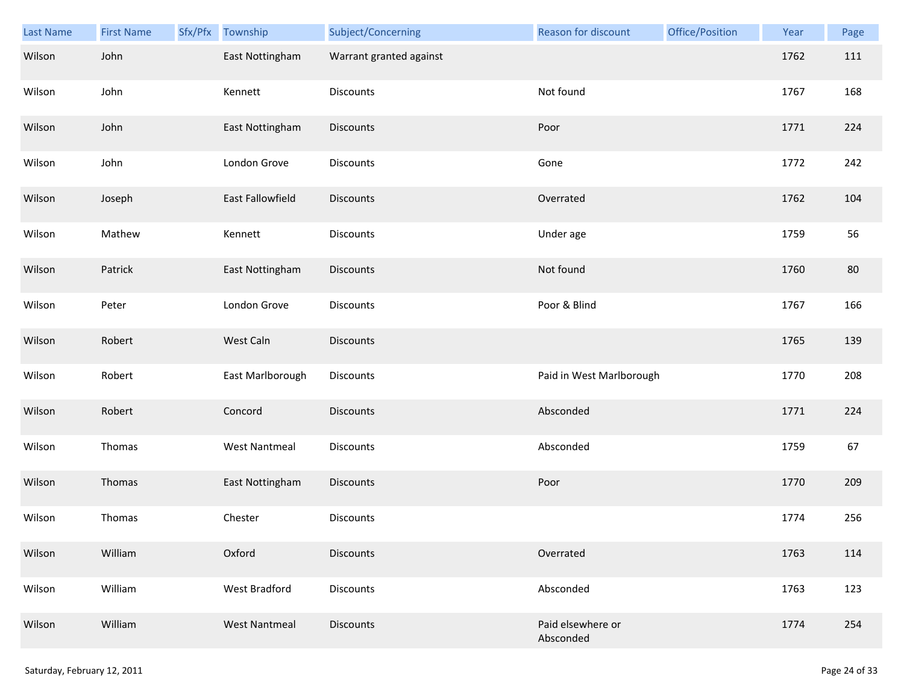| Last Name | First Name | Sfx/Pfx | Township | Subject/Concerning | Reason for discount | Office/Position | Year | Page |
| --- | --- | --- | --- | --- | --- | --- | --- | --- |
| Wilson | John | | East Nottingham | Warrant granted against | | | 1762 | 111 |
| Wilson | John | | Kennett | Discounts | Not found | | 1767 | 168 |
| Wilson | John | | East Nottingham | Discounts | Poor | | 1771 | 224 |
| Wilson | John | | London Grove | Discounts | Gone | | 1772 | 242 |
| Wilson | Joseph | | East Fallowfield | Discounts | Overrated | | 1762 | 104 |
| Wilson | Mathew | | Kennett | Discounts | Under age | | 1759 | 56 |
| Wilson | Patrick | | East Nottingham | Discounts | Not found | | 1760 | 80 |
| Wilson | Peter | | London Grove | Discounts | Poor & Blind | | 1767 | 166 |
| Wilson | Robert | | West Caln | Discounts | | | 1765 | 139 |
| Wilson | Robert | | East Marlborough | Discounts | Paid in West Marlborough | | 1770 | 208 |
| Wilson | Robert | | Concord | Discounts | Absconded | | 1771 | 224 |
| Wilson | Thomas | | West Nantmeal | Discounts | Absconded | | 1759 | 67 |
| Wilson | Thomas | | East Nottingham | Discounts | Poor | | 1770 | 209 |
| Wilson | Thomas | | Chester | Discounts | | | 1774 | 256 |
| Wilson | William | | Oxford | Discounts | Overrated | | 1763 | 114 |
| Wilson | William | | West Bradford | Discounts | Absconded | | 1763 | 123 |
| Wilson | William | | West Nantmeal | Discounts | Paid elsewhere or Absconded | | 1774 | 254 |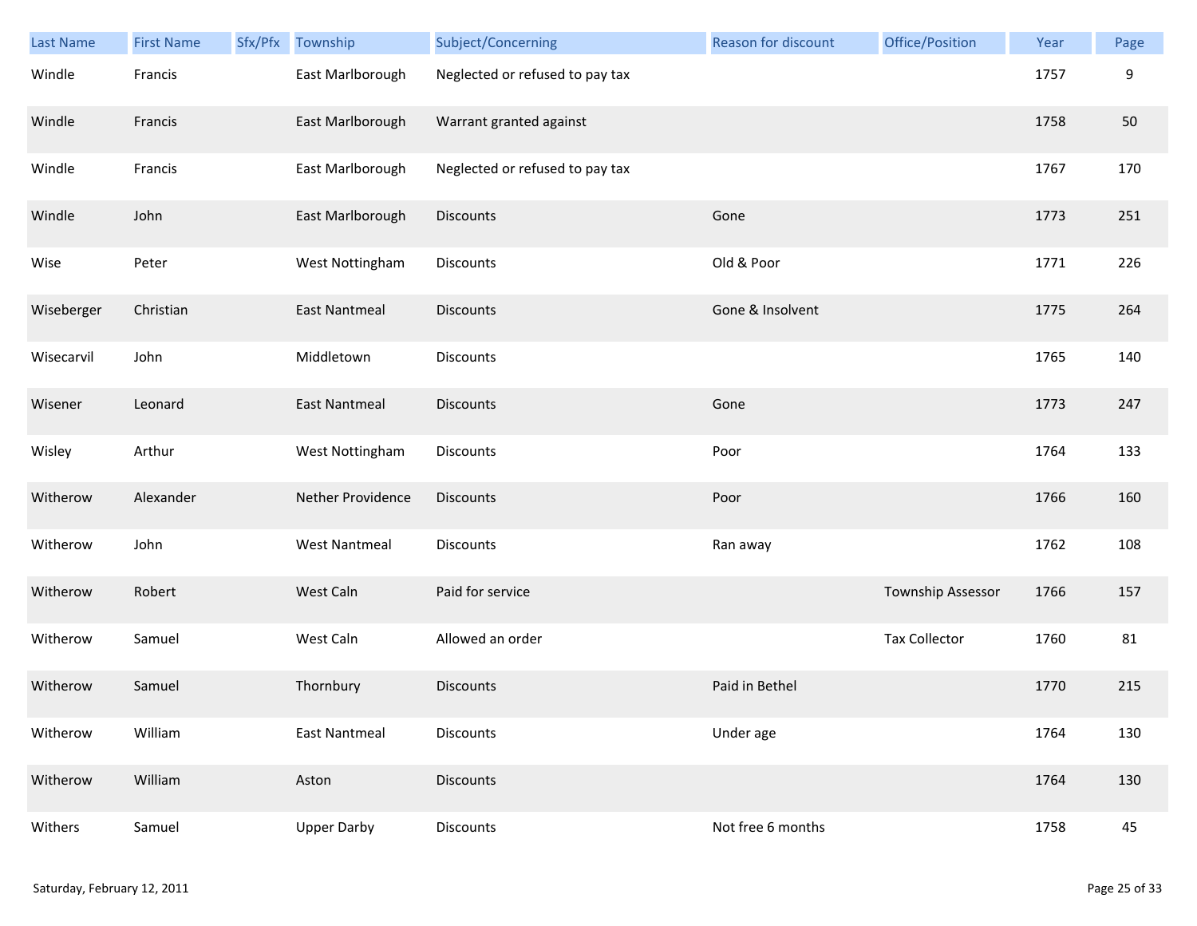| Last Name | First Name | Sfx/Pfx | Township | Subject/Concerning | Reason for discount | Office/Position | Year | Page |
|---|---|---|---|---|---|---|---|---|
| Windle | Francis | | East Marlborough | Neglected or refused to pay tax | | | 1757 | 9 |
| Windle | Francis | | East Marlborough | Warrant granted against | | | 1758 | 50 |
| Windle | Francis | | East Marlborough | Neglected or refused to pay tax | | | 1767 | 170 |
| Windle | John | | East Marlborough | Discounts | Gone | | 1773 | 251 |
| Wise | Peter | | West Nottingham | Discounts | Old & Poor | | 1771 | 226 |
| Wiseberger | Christian | | East Nantmeal | Discounts | Gone & Insolvent | | 1775 | 264 |
| Wisecarvil | John | | Middletown | Discounts | | | 1765 | 140 |
| Wisener | Leonard | | East Nantmeal | Discounts | Gone | | 1773 | 247 |
| Wisley | Arthur | | West Nottingham | Discounts | Poor | | 1764 | 133 |
| Witherow | Alexander | | Nether Providence | Discounts | Poor | | 1766 | 160 |
| Witherow | John | | West Nantmeal | Discounts | Ran away | | 1762 | 108 |
| Witherow | Robert | | West Caln | Paid for service | | Township Assessor | 1766 | 157 |
| Witherow | Samuel | | West Caln | Allowed an order | | Tax Collector | 1760 | 81 |
| Witherow | Samuel | | Thornbury | Discounts | Paid in Bethel | | 1770 | 215 |
| Witherow | William | | East Nantmeal | Discounts | Under age | | 1764 | 130 |
| Witherow | William | | Aston | Discounts | | | 1764 | 130 |
| Withers | Samuel | | Upper Darby | Discounts | Not free 6 months | | 1758 | 45 |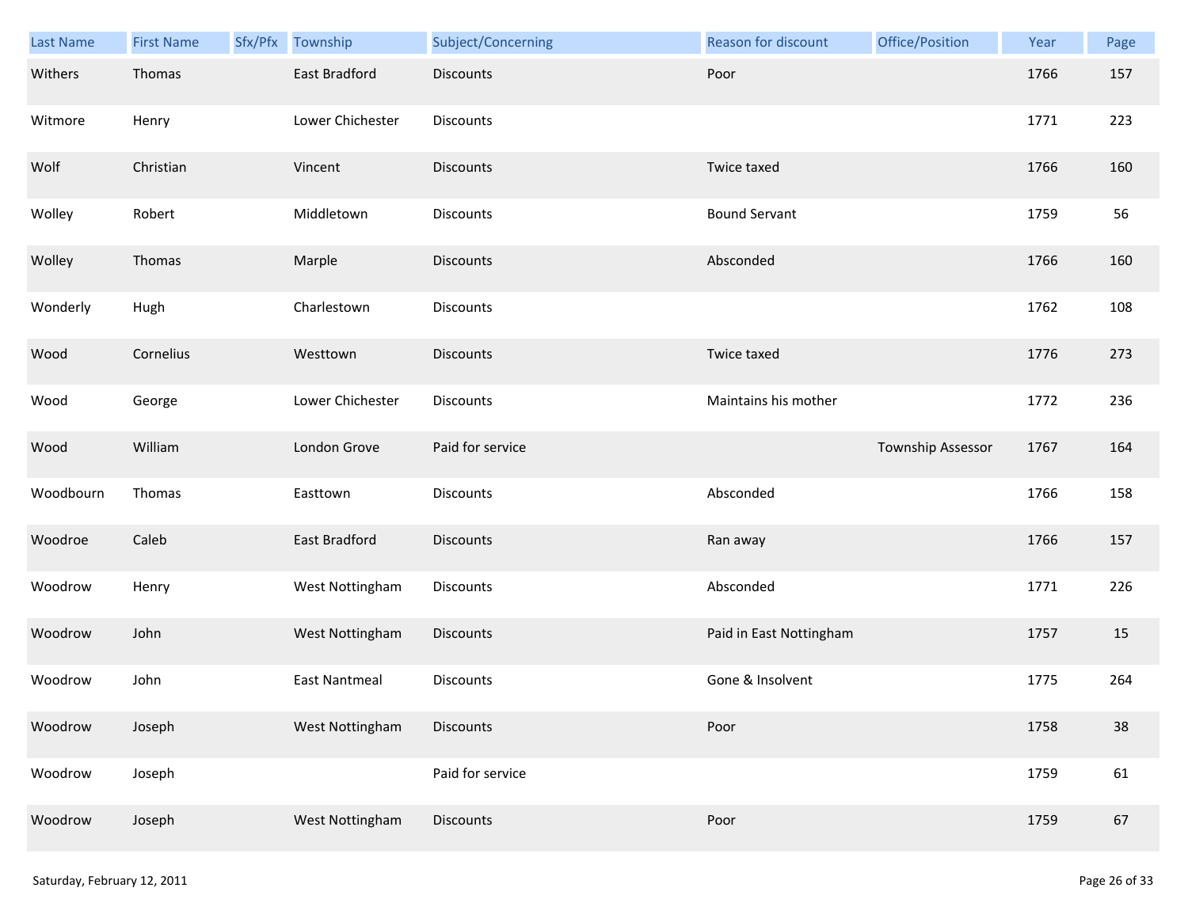| Last Name | First Name | Sfx/Pfx | Township | Subject/Concerning | Reason for discount | Office/Position | Year | Page |
|---|---|---|---|---|---|---|---|---|
| Withers | Thomas | | East Bradford | Discounts | Poor | | 1766 | 157 |
| Witmore | Henry | | Lower Chichester | Discounts | | | 1771 | 223 |
| Wolf | Christian | | Vincent | Discounts | Twice taxed | | 1766 | 160 |
| Wolley | Robert | | Middletown | Discounts | Bound Servant | | 1759 | 56 |
| Wolley | Thomas | | Marple | Discounts | Absconded | | 1766 | 160 |
| Wonderly | Hugh | | Charlestown | Discounts | | | 1762 | 108 |
| Wood | Cornelius | | Westtown | Discounts | Twice taxed | | 1776 | 273 |
| Wood | George | | Lower Chichester | Discounts | Maintains his mother | | 1772 | 236 |
| Wood | William | | London Grove | Paid for service | | Township Assessor | 1767 | 164 |
| Woodbourn | Thomas | | Easttown | Discounts | Absconded | | 1766 | 158 |
| Woodroe | Caleb | | East Bradford | Discounts | Ran away | | 1766 | 157 |
| Woodrow | Henry | | West Nottingham | Discounts | Absconded | | 1771 | 226 |
| Woodrow | John | | West Nottingham | Discounts | Paid in East Nottingham | | 1757 | 15 |
| Woodrow | John | | East Nantmeal | Discounts | Gone & Insolvent | | 1775 | 264 |
| Woodrow | Joseph | | West Nottingham | Discounts | Poor | | 1758 | 38 |
| Woodrow | Joseph | | | Paid for service | | | 1759 | 61 |
| Woodrow | Joseph | | West Nottingham | Discounts | Poor | | 1759 | 67 |

Saturday, February 12, 2011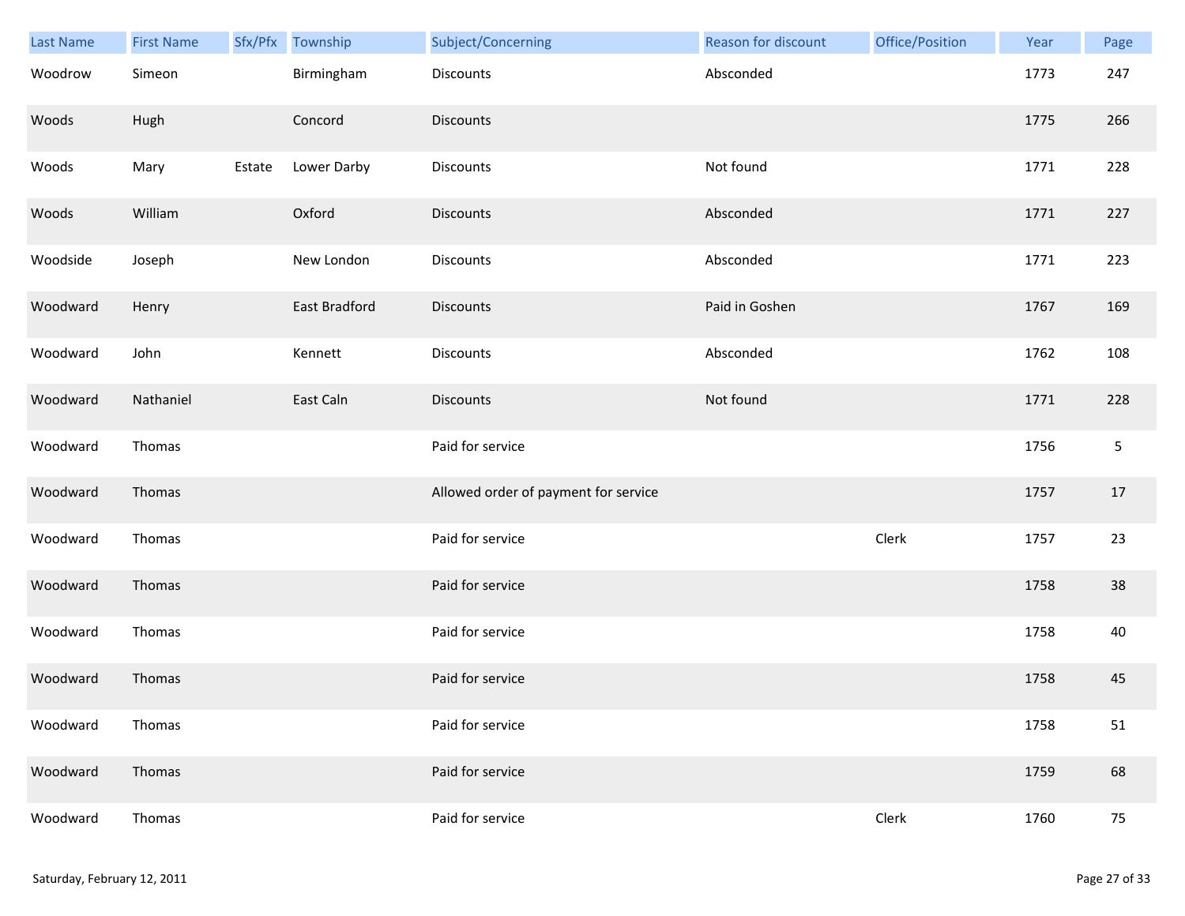| Last Name | First Name | Sfx/Pfx | Township | Subject/Concerning | Reason for discount | Office/Position | Year | Page |
|---|---|---|---|---|---|---|---|---|
| Woodrow | Simeon | | Birmingham | Discounts | Absconded | | 1773 | 247 |
| Woods | Hugh | | Concord | Discounts | | | 1775 | 266 |
| Woods | Mary | Estate | Lower Darby | Discounts | Not found | | 1771 | 228 |
| Woods | William | | Oxford | Discounts | Absconded | | 1771 | 227 |
| Woodside | Joseph | | New London | Discounts | Absconded | | 1771 | 223 |
| Woodward | Henry | | East Bradford | Discounts | Paid in Goshen | | 1767 | 169 |
| Woodward | John | | Kennett | Discounts | Absconded | | 1762 | 108 |
| Woodward | Nathaniel | | East Caln | Discounts | Not found | | 1771 | 228 |
| Woodward | Thomas | | | Paid for service | | | 1756 | 5 |
| Woodward | Thomas | | | Allowed order of payment for service | | | 1757 | 17 |
| Woodward | Thomas | | | Paid for service | | Clerk | 1757 | 23 |
| Woodward | Thomas | | | Paid for service | | | 1758 | 38 |
| Woodward | Thomas | | | Paid for service | | | 1758 | 40 |
| Woodward | Thomas | | | Paid for service | | | 1758 | 45 |
| Woodward | Thomas | | | Paid for service | | | 1758 | 51 |
| Woodward | Thomas | | | Paid for service | | | 1759 | 68 |
| Woodward | Thomas | | | Paid for service | | Clerk | 1760 | 75 |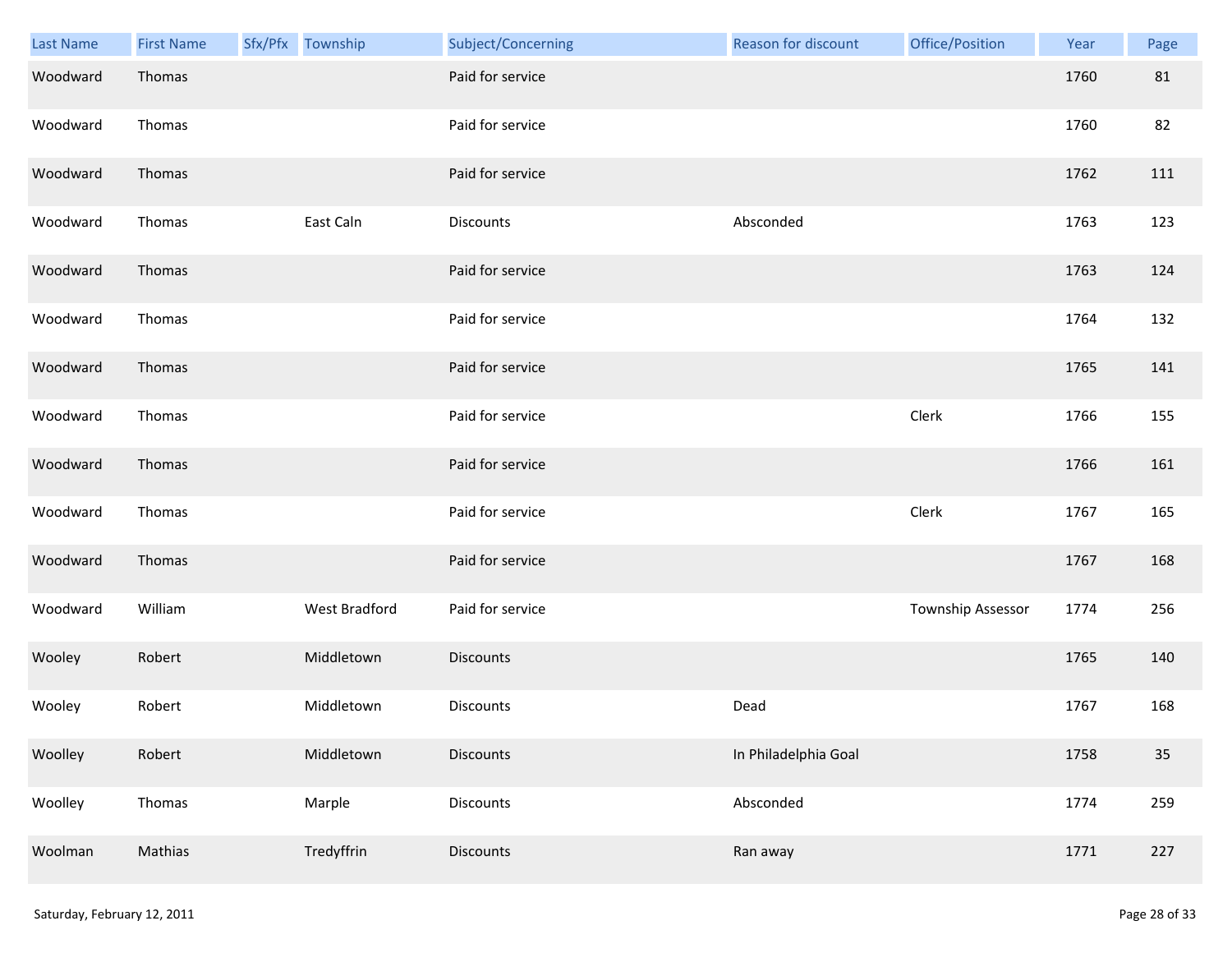| Last Name | First Name | Sfx/Pfx | Township | Subject/Concerning | Reason for discount | Office/Position | Year | Page |
|---|---|---|---|---|---|---|---|---|
| Woodward | Thomas | | | Paid for service | | | 1760 | 81 |
| Woodward | Thomas | | | Paid for service | | | 1760 | 82 |
| Woodward | Thomas | | | Paid for service | | | 1762 | 111 |
| Woodward | Thomas | | East Caln | Discounts | Absconded | | 1763 | 123 |
| Woodward | Thomas | | | Paid for service | | | 1763 | 124 |
| Woodward | Thomas | | | Paid for service | | | 1764 | 132 |
| Woodward | Thomas | | | Paid for service | | | 1765 | 141 |
| Woodward | Thomas | | | Paid for service | | Clerk | 1766 | 155 |
| Woodward | Thomas | | | Paid for service | | | 1766 | 161 |
| Woodward | Thomas | | | Paid for service | | Clerk | 1767 | 165 |
| Woodward | Thomas | | | Paid for service | | | 1767 | 168 |
| Woodward | William | | West Bradford | Paid for service | | Township Assessor | 1774 | 256 |
| Wooley | Robert | | Middletown | Discounts | | | 1765 | 140 |
| Wooley | Robert | | Middletown | Discounts | Dead | | 1767 | 168 |
| Woolley | Robert | | Middletown | Discounts | In Philadelphia Goal | | 1758 | 35 |
| Woolley | Thomas | | Marple | Discounts | Absconded | | 1774 | 259 |
| Woolman | Mathias | | Tredyffrin | Discounts | Ran away | | 1771 | 227 |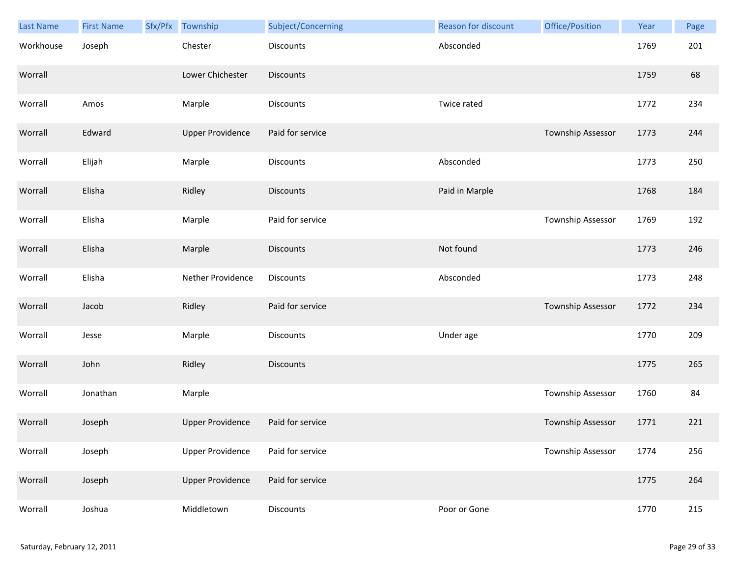| Last Name | First Name | Sfx/Pfx | Township | Subject/Concerning | Reason for discount | Office/Position | Year | Page |
|---|---|---|---|---|---|---|---|---|
| Workhouse | Joseph | | Chester | Discounts | Absconded | | 1769 | 201 |
| Worrall | | | Lower Chichester | Discounts | | | 1759 | 68 |
| Worrall | Amos | | Marple | Discounts | Twice rated | | 1772 | 234 |
| Worrall | Edward | | Upper Providence | Paid for service | | Township Assessor | 1773 | 244 |
| Worrall | Elijah | | Marple | Discounts | Absconded | | 1773 | 250 |
| Worrall | Elisha | | Ridley | Discounts | Paid in Marple | | 1768 | 184 |
| Worrall | Elisha | | Marple | Paid for service | | Township Assessor | 1769 | 192 |
| Worrall | Elisha | | Marple | Discounts | Not found | | 1773 | 246 |
| Worrall | Elisha | | Nether Providence | Discounts | Absconded | | 1773 | 248 |
| Worrall | Jacob | | Ridley | Paid for service | | Township Assessor | 1772 | 234 |
| Worrall | Jesse | | Marple | Discounts | Under age | | 1770 | 209 |
| Worrall | John | | Ridley | Discounts | | | 1775 | 265 |
| Worrall | Jonathan | | Marple | | | Township Assessor | 1760 | 84 |
| Worrall | Joseph | | Upper Providence | Paid for service | | Township Assessor | 1771 | 221 |
| Worrall | Joseph | | Upper Providence | Paid for service | | Township Assessor | 1774 | 256 |
| Worrall | Joseph | | Upper Providence | Paid for service | | | 1775 | 264 |
| Worrall | Joshua | | Middletown | Discounts | Poor or Gone | | 1770 | 215 |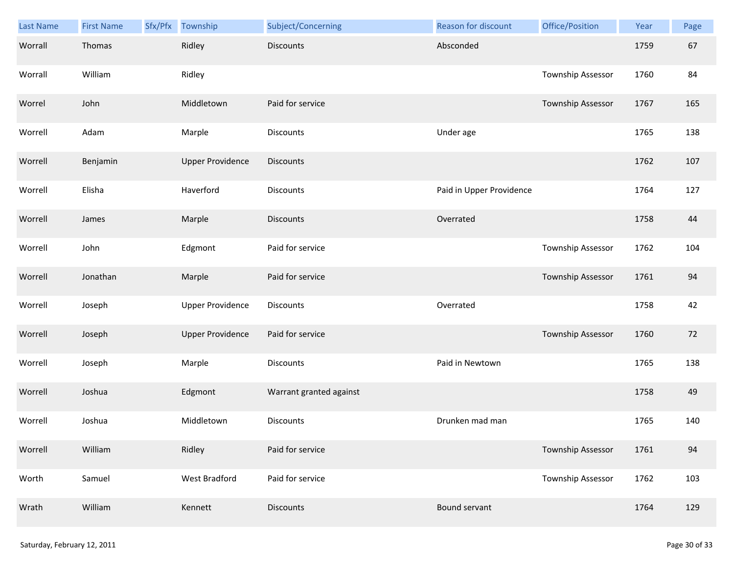| Last Name | First Name | Sfx/Pfx | Township | Subject/Concerning | Reason for discount | Office/Position | Year | Page |
|---|---|---|---|---|---|---|---|---|
| Worrall | Thomas | | Ridley | Discounts | Absconded | | 1759 | 67 |
| Worrall | William | | Ridley | | | Township Assessor | 1760 | 84 |
| Worrel | John | | Middletown | Paid for service | | Township Assessor | 1767 | 165 |
| Worrell | Adam | | Marple | Discounts | Under age | | 1765 | 138 |
| Worrell | Benjamin | | Upper Providence | Discounts | | | 1762 | 107 |
| Worrell | Elisha | | Haverford | Discounts | Paid in Upper Providence | | 1764 | 127 |
| Worrell | James | | Marple | Discounts | Overrated | | 1758 | 44 |
| Worrell | John | | Edgmont | Paid for service | | Township Assessor | 1762 | 104 |
| Worrell | Jonathan | | Marple | Paid for service | | Township Assessor | 1761 | 94 |
| Worrell | Joseph | | Upper Providence | Discounts | Overrated | | 1758 | 42 |
| Worrell | Joseph | | Upper Providence | Paid for service | | Township Assessor | 1760 | 72 |
| Worrell | Joseph | | Marple | Discounts | Paid in Newtown | | 1765 | 138 |
| Worrell | Joshua | | Edgmont | Warrant granted against | | | 1758 | 49 |
| Worrell | Joshua | | Middletown | Discounts | Drunken mad man | | 1765 | 140 |
| Worrell | William | | Ridley | Paid for service | | Township Assessor | 1761 | 94 |
| Worth | Samuel | | West Bradford | Paid for service | | Township Assessor | 1762 | 103 |
| Wrath | William | | Kennett | Discounts | Bound servant | | 1764 | 129 |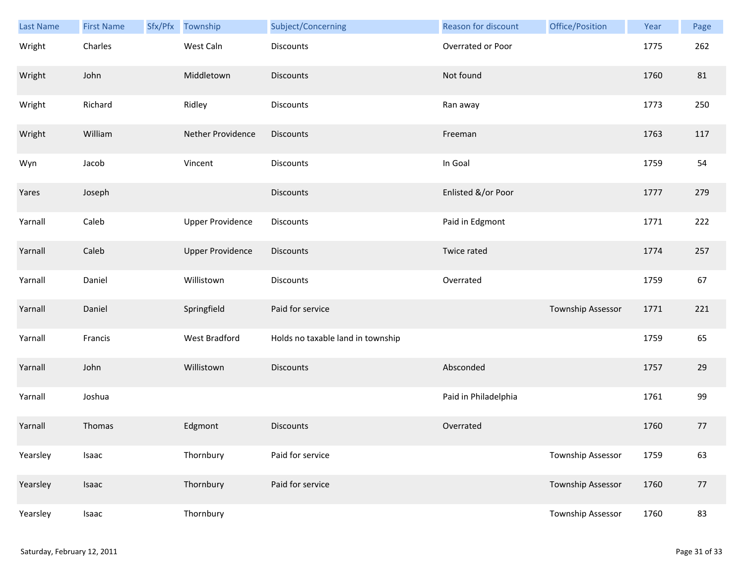| Last Name | First Name | Sfx/Pfx | Township | Subject/Concerning | Reason for discount | Office/Position | Year | Page |
|---|---|---|---|---|---|---|---|---|
| Wright | Charles | | West Caln | Discounts | Overrated or Poor | | 1775 | 262 |
| Wright | John | | Middletown | Discounts | Not found | | 1760 | 81 |
| Wright | Richard | | Ridley | Discounts | Ran away | | 1773 | 250 |
| Wright | William | | Nether Providence | Discounts | Freeman | | 1763 | 117 |
| Wyn | Jacob | | Vincent | Discounts | In Goal | | 1759 | 54 |
| Yares | Joseph | | | Discounts | Enlisted &/or Poor | | 1777 | 279 |
| Yarnall | Caleb | | Upper Providence | Discounts | Paid in Edgmont | | 1771 | 222 |
| Yarnall | Caleb | | Upper Providence | Discounts | Twice rated | | 1774 | 257 |
| Yarnall | Daniel | | Willistown | Discounts | Overrated | | 1759 | 67 |
| Yarnall | Daniel | | Springfield | Paid for service | | Township Assessor | 1771 | 221 |
| Yarnall | Francis | | West Bradford | Holds no taxable land in township | | | 1759 | 65 |
| Yarnall | John | | Willistown | Discounts | Absconded | | 1757 | 29 |
| Yarnall | Joshua | | | | Paid in Philadelphia | | 1761 | 99 |
| Yarnall | Thomas | | Edgmont | Discounts | Overrated | | 1760 | 77 |
| Yearsley | Isaac | | Thornbury | Paid for service | | Township Assessor | 1759 | 63 |
| Yearsley | Isaac | | Thornbury | Paid for service | | Township Assessor | 1760 | 77 |
| Yearsley | Isaac | | Thornbury | | | Township Assessor | 1760 | 83 |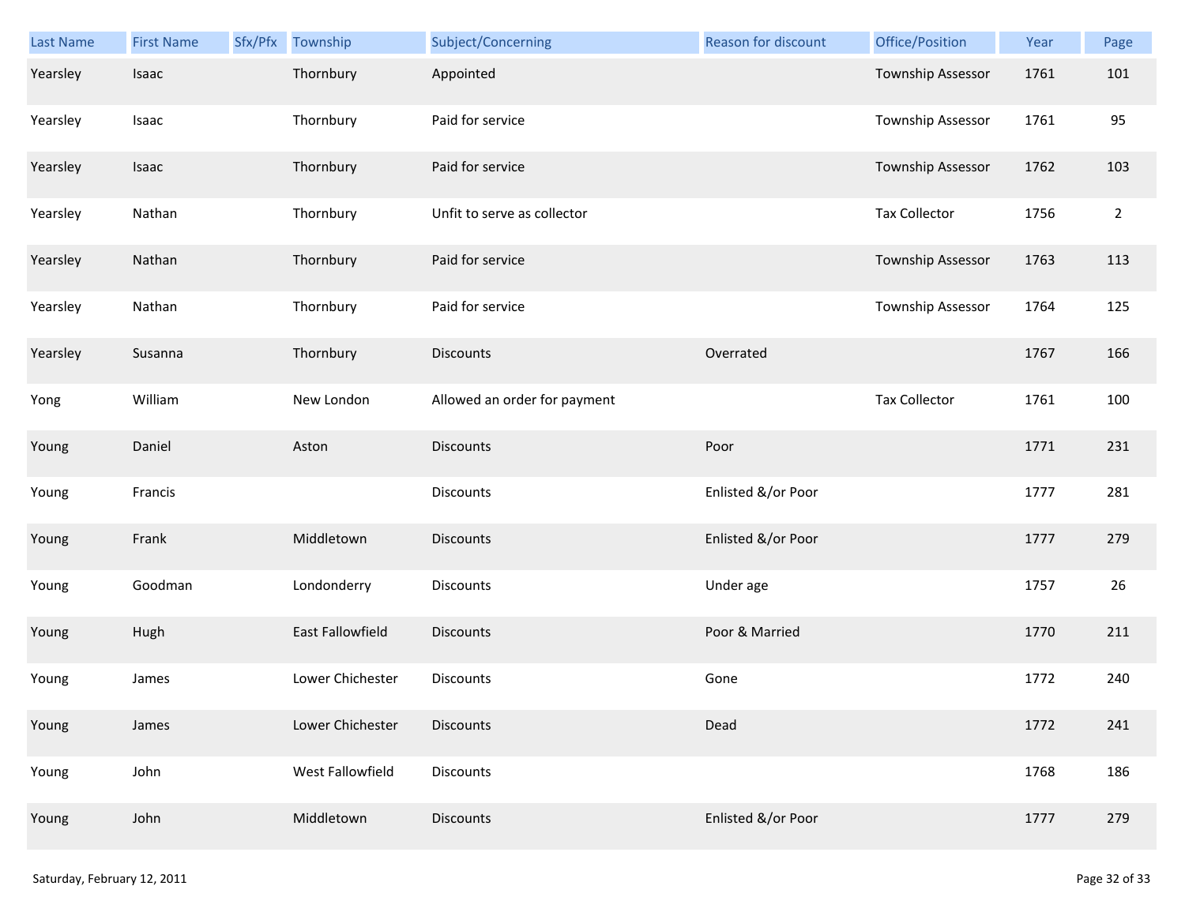| Last Name | First Name | Sfx/Pfx | Township | Subject/Concerning | Reason for discount | Office/Position | Year | Page |
|---|---|---|---|---|---|---|---|---|
| Yearsley | Isaac | | Thornbury | Appointed | | Township Assessor | 1761 | 101 |
| Yearsley | Isaac | | Thornbury | Paid for service | | Township Assessor | 1761 | 95 |
| Yearsley | Isaac | | Thornbury | Paid for service | | Township Assessor | 1762 | 103 |
| Yearsley | Nathan | | Thornbury | Unfit to serve as collector | | Tax Collector | 1756 | 2 |
| Yearsley | Nathan | | Thornbury | Paid for service | | Township Assessor | 1763 | 113 |
| Yearsley | Nathan | | Thornbury | Paid for service | | Township Assessor | 1764 | 125 |
| Yearsley | Susanna | | Thornbury | Discounts | Overrated | | 1767 | 166 |
| Yong | William | | New London | Allowed an order for payment | | Tax Collector | 1761 | 100 |
| Young | Daniel | | Aston | Discounts | Poor | | 1771 | 231 |
| Young | Francis | | | Discounts | Enlisted &/or Poor | | 1777 | 281 |
| Young | Frank | | Middletown | Discounts | Enlisted &/or Poor | | 1777 | 279 |
| Young | Goodman | | Londonderry | Discounts | Under age | | 1757 | 26 |
| Young | Hugh | | East Fallowfield | Discounts | Poor & Married | | 1770 | 211 |
| Young | James | | Lower Chichester | Discounts | Gone | | 1772 | 240 |
| Young | James | | Lower Chichester | Discounts | Dead | | 1772 | 241 |
| Young | John | | West Fallowfield | Discounts | | | 1768 | 186 |
| Young | John | | Middletown | Discounts | Enlisted &/or Poor | | 1777 | 279 |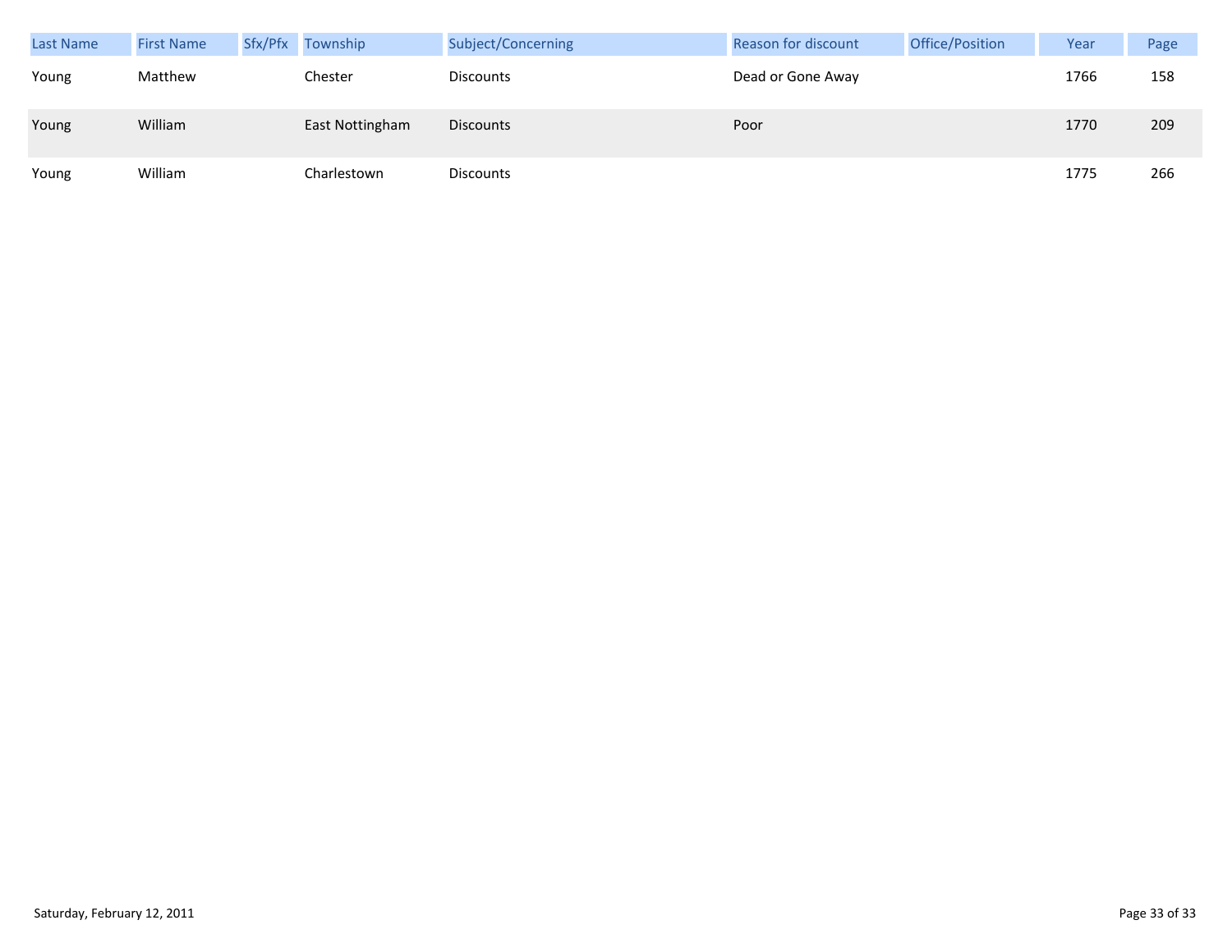| Last Name | First Name | Sfx/Pfx | Township | Subject/Concerning | Reason for discount | Office/Position | Year | Page |
|---|---|---|---|---|---|---|---|---|
| Young | Matthew | | Chester | Discounts | Dead or Gone Away | | 1766 | 158 |
| Young | William | | East Nottingham | Discounts | Poor | | 1770 | 209 |
| Young | William | | Charlestown | Discounts | | | 1775 | 266 |

Saturday, February 12, 2011